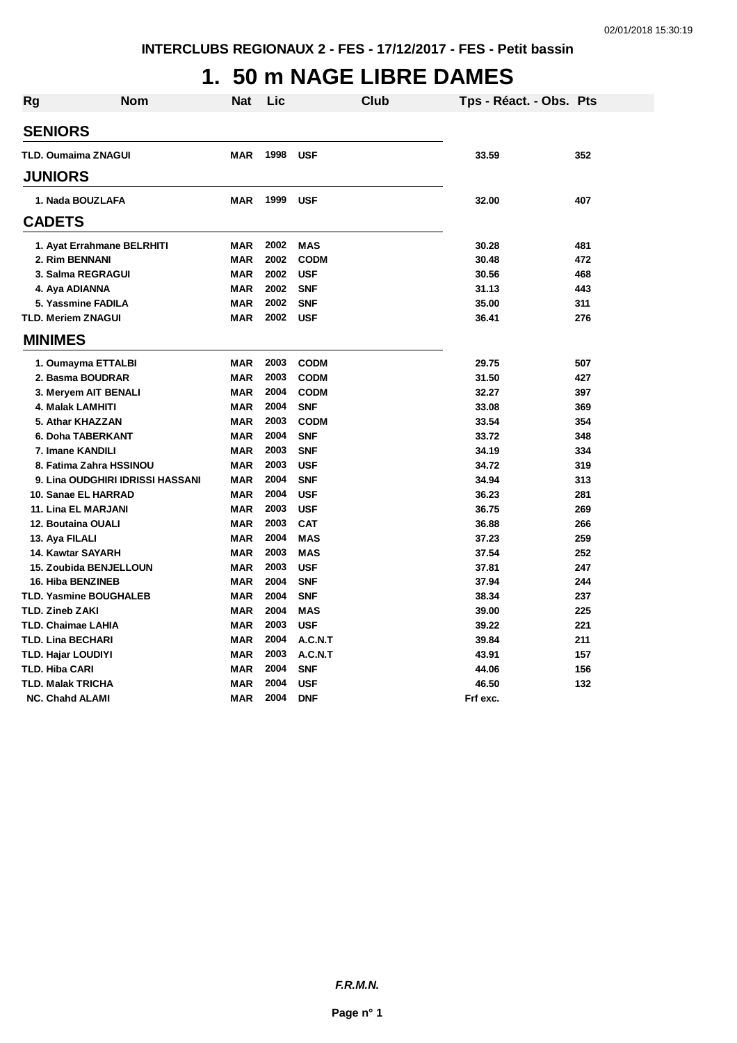INTERCLUBS REGIONAUX 2 - FES - 17/12/2017 - FES - Petit bassin

# 1. 50 m NAGE LIBRE DAMES

| Rg | Nom | Nat | Lic | Club | Tps - Réact. - Obs. | Pts |
|---|---|---|---|---|---|---|
| **SENIORS** | | | | | | |
| TLD. | Oumaima ZNAGUI | MAR | 1998 | USF | 33.59 | 352 |
| **JUNIORS** | | | | | | |
| 1. | Nada BOUZLAFA | MAR | 1999 | USF | 32.00 | 407 |
| **CADETS** | | | | | | |
| 1. | Ayat Errahmane BELRHITI | MAR | 2002 | MAS | 30.28 | 481 |
| 2. | Rim BENNANI | MAR | 2002 | CODM | 30.48 | 472 |
| 3. | Salma REGRAGUI | MAR | 2002 | USF | 30.56 | 468 |
| 4. | Aya ADIANNA | MAR | 2002 | SNF | 31.13 | 443 |
| 5. | Yassmine FADILA | MAR | 2002 | SNF | 35.00 | 311 |
| TLD. | Meriem ZNAGUI | MAR | 2002 | USF | 36.41 | 276 |
| **MINIMES** | | | | | | |
| 1. | Oumayma ETTALBI | MAR | 2003 | CODM | 29.75 | 507 |
| 2. | Basma BOUDRAR | MAR | 2003 | CODM | 31.50 | 427 |
| 3. | Meryem AIT BENALI | MAR | 2004 | CODM | 32.27 | 397 |
| 4. | Malak LAMHITI | MAR | 2004 | SNF | 33.08 | 369 |
| 5. | Athar KHAZZAN | MAR | 2003 | CODM | 33.54 | 354 |
| 6. | Doha TABERKANT | MAR | 2004 | SNF | 33.72 | 348 |
| 7. | Imane KANDILI | MAR | 2003 | SNF | 34.19 | 334 |
| 8. | Fatima Zahra HSSINOU | MAR | 2003 | USF | 34.72 | 319 |
| 9. | Lina OUDGHIRI IDRISSI HASSANI | MAR | 2004 | SNF | 34.94 | 313 |
| 10. | Sanae EL HARRAD | MAR | 2004 | USF | 36.23 | 281 |
| 11. | Lina EL MARJANI | MAR | 2003 | USF | 36.75 | 269 |
| 12. | Boutaina OUALI | MAR | 2003 | CAT | 36.88 | 266 |
| 13. | Aya FILALI | MAR | 2004 | MAS | 37.23 | 259 |
| 14. | Kawtar SAYARH | MAR | 2003 | MAS | 37.54 | 252 |
| 15. | Zoubida BENJELLOUN | MAR | 2003 | USF | 37.81 | 247 |
| 16. | Hiba BENZINEB | MAR | 2004 | SNF | 37.94 | 244 |
| TLD. | Yasmine BOUGHALEB | MAR | 2004 | SNF | 38.34 | 237 |
| TLD. | Zineb ZAKI | MAR | 2004 | MAS | 39.00 | 225 |
| TLD. | Chaimae LAHIA | MAR | 2003 | USF | 39.22 | 221 |
| TLD. | Lina BECHARI | MAR | 2004 | A.C.N.T | 39.84 | 211 |
| TLD. | Hajar LOUDIYI | MAR | 2003 | A.C.N.T | 43.91 | 157 |
| TLD. | Hiba CARI | MAR | 2004 | SNF | 44.06 | 156 |
| TLD. | Malak TRICHA | MAR | 2004 | USF | 46.50 | 132 |
| NC. | Chahd ALAMI | MAR | 2004 | DNF | Frf exc. | |

*F.R.M.N.*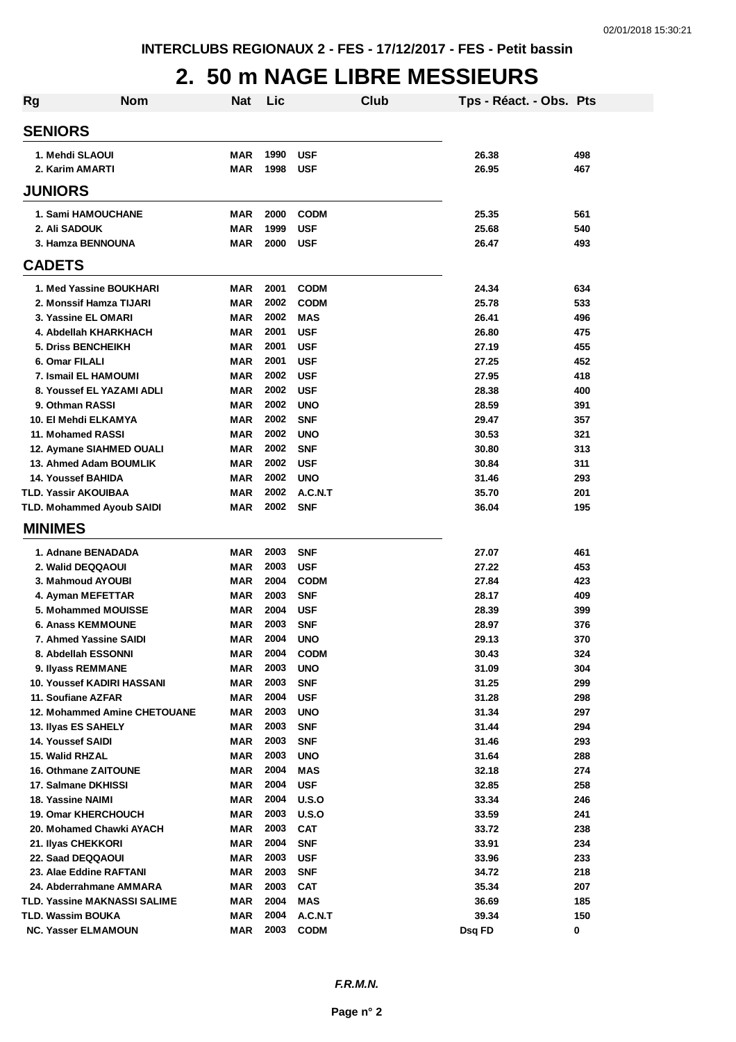INTERCLUBS REGIONAUX 2 - FES - 17/12/2017 - FES - Petit bassin

# 2. 50 m NAGE LIBRE MESSIEURS

| Rg | Nom | Nat | Lic | Club | Tps - Réact. - Obs. | Pts |
|---|---|---|---|---|---|---|
| **SENIORS** | | | | | | |
| 1. | Mehdi SLAOUI | MAR | 1990 | USF | 26.38 | 498 |
| 2. | Karim AMARTI | MAR | 1998 | USF | 26.95 | 467 |
| **JUNIORS** | | | | | | |
| 1. | Sami HAMOUCHANE | MAR | 2000 | CODM | 25.35 | 561 |
| 2. | Ali SADOUK | MAR | 1999 | USF | 25.68 | 540 |
| 3. | Hamza BENNOUNA | MAR | 2000 | USF | 26.47 | 493 |
| **CADETS** | | | | | | |
| 1. | Med Yassine BOUKHARI | MAR | 2001 | CODM | 24.34 | 634 |
| 2. | Monssif Hamza TIJARI | MAR | 2002 | CODM | 25.78 | 533 |
| 3. | Yassine EL OMARI | MAR | 2002 | MAS | 26.41 | 496 |
| 4. | Abdellah KHARKHACH | MAR | 2001 | USF | 26.80 | 475 |
| 5. | Driss BENCHEIKH | MAR | 2001 | USF | 27.19 | 455 |
| 6. | Omar FILALI | MAR | 2001 | USF | 27.25 | 452 |
| 7. | Ismail EL HAMOUMI | MAR | 2002 | USF | 27.95 | 418 |
| 8. | Youssef EL YAZAMI ADLI | MAR | 2002 | USF | 28.38 | 400 |
| 9. | Othman RASSI | MAR | 2002 | UNO | 28.59 | 391 |
| 10. | El Mehdi ELKAMYA | MAR | 2002 | SNF | 29.47 | 357 |
| 11. | Mohamed RASSI | MAR | 2002 | UNO | 30.53 | 321 |
| 12. | Aymane SIAHMED OUALI | MAR | 2002 | SNF | 30.80 | 313 |
| 13. | Ahmed Adam BOUMLIK | MAR | 2002 | USF | 30.84 | 311 |
| 14. | Youssef BAHIDA | MAR | 2002 | UNO | 31.46 | 293 |
| TLD. | Yassir AKOUIBAA | MAR | 2002 | A.C.N.T | 35.70 | 201 |
| TLD. | Mohammed Ayoub SAIDI | MAR | 2002 | SNF | 36.04 | 195 |
| **MINIMES** | | | | | | |
| 1. | Adnane BENADADA | MAR | 2003 | SNF | 27.07 | 461 |
| 2. | Walid DEQQAOUI | MAR | 2003 | USF | 27.22 | 453 |
| 3. | Mahmoud AYOUBI | MAR | 2004 | CODM | 27.84 | 423 |
| 4. | Ayman MEFETTAR | MAR | 2003 | SNF | 28.17 | 409 |
| 5. | Mohammed MOUISSE | MAR | 2004 | USF | 28.39 | 399 |
| 6. | Anass KEMMOUNE | MAR | 2003 | SNF | 28.97 | 376 |
| 7. | Ahmed Yassine SAIDI | MAR | 2004 | UNO | 29.13 | 370 |
| 8. | Abdellah ESSONNI | MAR | 2004 | CODM | 30.43 | 324 |
| 9. | Ilyass REMMANE | MAR | 2003 | UNO | 31.09 | 304 |
| 10. | Youssef KADIRI HASSANI | MAR | 2003 | SNF | 31.25 | 299 |
| 11. | Soufiane AZFAR | MAR | 2004 | USF | 31.28 | 298 |
| 12. | Mohammed Amine CHETOUANE | MAR | 2003 | UNO | 31.34 | 297 |
| 13. | Ilyas ES SAHELY | MAR | 2003 | SNF | 31.44 | 294 |
| 14. | Youssef SAIDI | MAR | 2003 | SNF | 31.46 | 293 |
| 15. | Walid RHZAL | MAR | 2003 | UNO | 31.64 | 288 |
| 16. | Othmane ZAITOUNE | MAR | 2004 | MAS | 32.18 | 274 |
| 17. | Salmane DKHISSI | MAR | 2004 | USF | 32.85 | 258 |
| 18. | Yassine NAIMI | MAR | 2004 | U.S.O | 33.34 | 246 |
| 19. | Omar KHERCHOUCH | MAR | 2003 | U.S.O | 33.59 | 241 |
| 20. | Mohamed Chawki AYACH | MAR | 2003 | CAT | 33.72 | 238 |
| 21. | Ilyas CHEKKORI | MAR | 2004 | SNF | 33.91 | 234 |
| 22. | Saad DEQQAOUI | MAR | 2003 | USF | 33.96 | 233 |
| 23. | Alae Eddine RAFTANI | MAR | 2003 | SNF | 34.72 | 218 |
| 24. | Abderrahmane AMMARA | MAR | 2003 | CAT | 35.34 | 207 |
| TLD. | Yassine MAKNASSI SALIME | MAR | 2004 | MAS | 36.69 | 185 |
| TLD. | Wassim BOUKA | MAR | 2004 | A.C.N.T | 39.34 | 150 |
| NC. | Yasser ELMAMOUN | MAR | 2003 | CODM | Dsq FD | 0 |

*F.R.M.N.*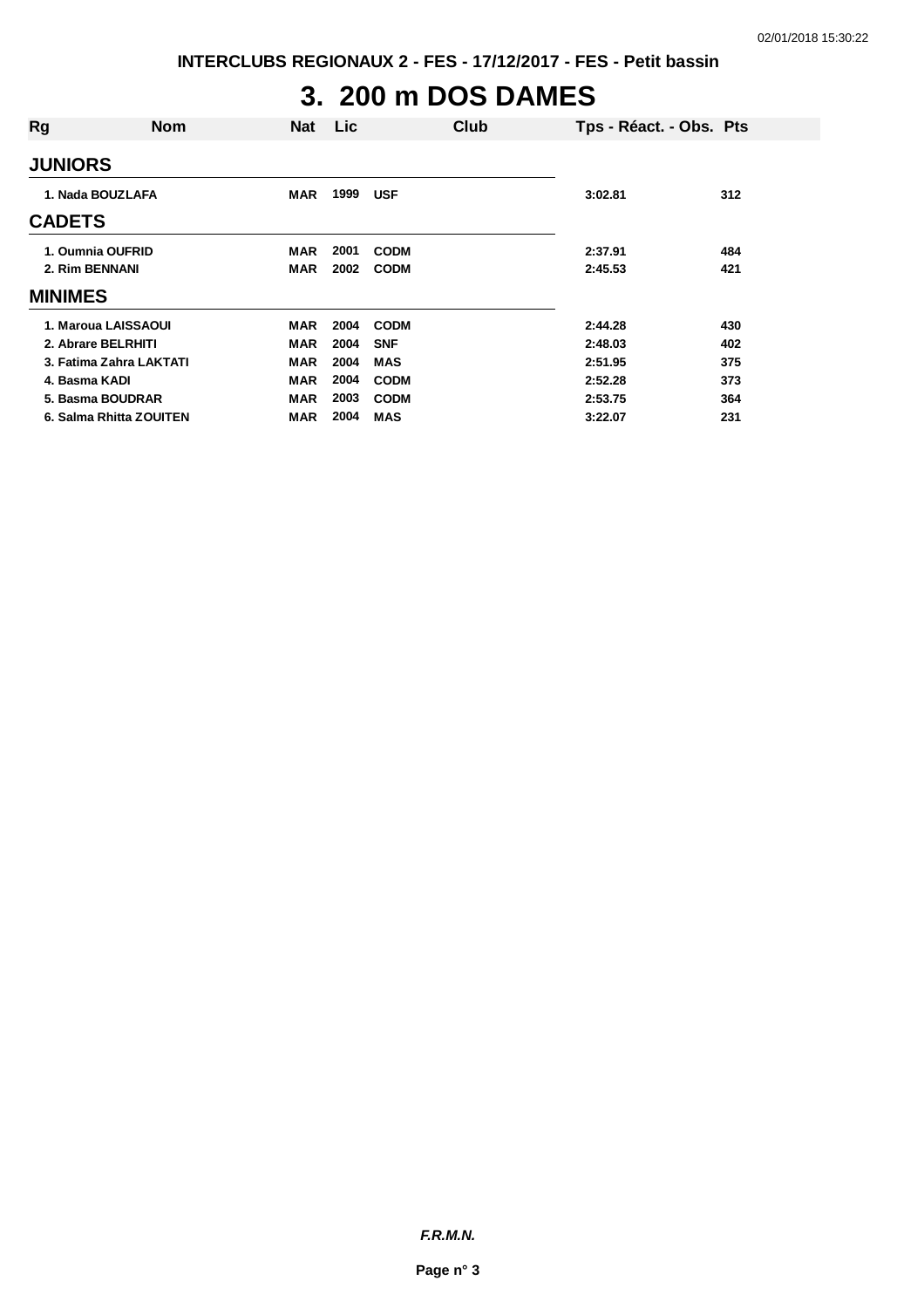# 3. 200 m DOS DAMES

| Rg | Nom | Nat | Lic | Club | Tps - Réact. - Obs. | Pts |
|---|---|---|---|---|---|---|
| **JUNIORS** | | | | | | |
| 1. | Nada BOUZLAFA | MAR | 1999 | USF | 3:02.81 | 312 |
| **CADETS** | | | | | | |
| 1. | Oumnia OUFRID | MAR | 2001 | CODM | 2:37.91 | 484 |
| 2. | Rim BENNANI | MAR | 2002 | CODM | 2:45.53 | 421 |
| **MINIMES** | | | | | | |
| 1. | Maroua LAISSAOUI | MAR | 2004 | CODM | 2:44.28 | 430 |
| 2. | Abrare BELRHITI | MAR | 2004 | SNF | 2:48.03 | 402 |
| 3. | Fatima Zahra LAKTATI | MAR | 2004 | MAS | 2:51.95 | 375 |
| 4. | Basma KADI | MAR | 2004 | CODM | 2:52.28 | 373 |
| 5. | Basma BOUDRAR | MAR | 2003 | CODM | 2:53.75 | 364 |
| 6. | Salma Rhitta ZOUITEN | MAR | 2004 | MAS | 3:22.07 | 231 |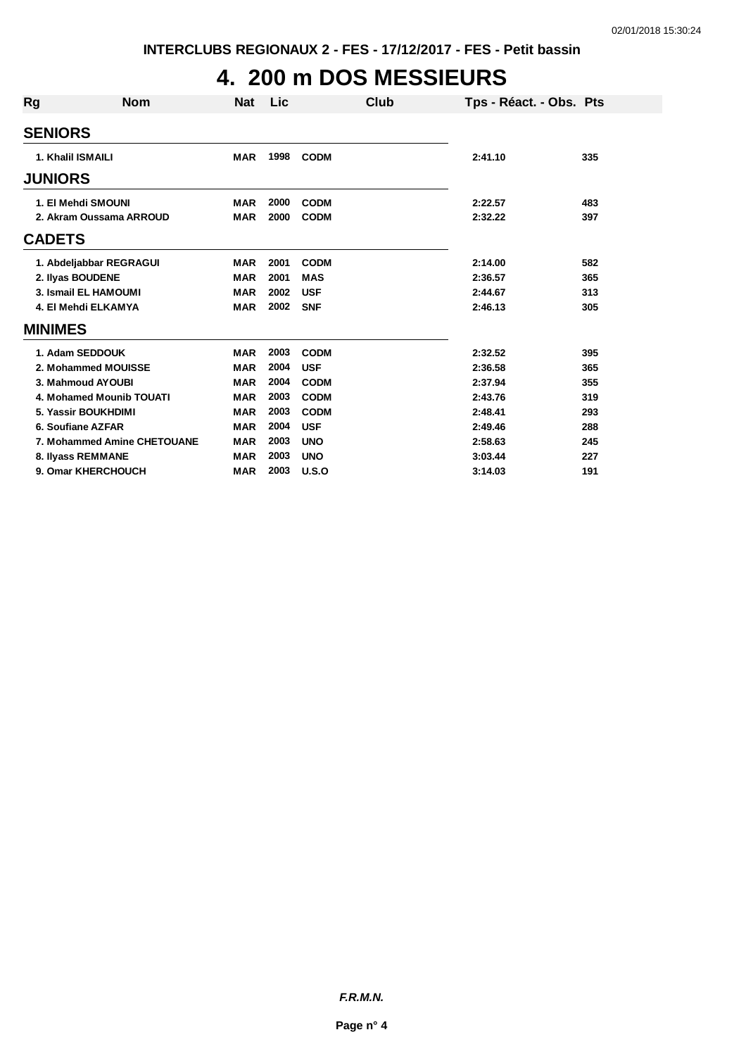# 4. 200 m DOS MESSIEURS

| Rg | Nom | Nat | Lic | Club | Tps - Réact. - Obs. | Pts |
|---|---|---|---|---|---|---|
| **SENIORS** | | | | | | |
| 1. | Khalil ISMAILI | MAR | 1998 | CODM | 2:41.10 | 335 |
| **JUNIORS** | | | | | | |
| 1. | El Mehdi SMOUNI | MAR | 2000 | CODM | 2:22.57 | 483 |
| 2. | Akram Oussama ARROUD | MAR | 2000 | CODM | 2:32.22 | 397 |
| **CADETS** | | | | | | |
| 1. | Abdeljabbar REGRAGUI | MAR | 2001 | CODM | 2:14.00 | 582 |
| 2. | Ilyas BOUDENE | MAR | 2001 | MAS | 2:36.57 | 365 |
| 3. | Ismail EL HAMOUMI | MAR | 2002 | USF | 2:44.67 | 313 |
| 4. | El Mehdi ELKAMYA | MAR | 2002 | SNF | 2:46.13 | 305 |
| **MINIMES** | | | | | | |
| 1. | Adam SEDDOUK | MAR | 2003 | CODM | 2:32.52 | 395 |
| 2. | Mohammed MOUISSE | MAR | 2004 | USF | 2:36.58 | 365 |
| 3. | Mahmoud AYOUBI | MAR | 2004 | CODM | 2:37.94 | 355 |
| 4. | Mohamed Mounib TOUATI | MAR | 2003 | CODM | 2:43.76 | 319 |
| 5. | Yassir BOUKHDIMI | MAR | 2003 | CODM | 2:48.41 | 293 |
| 6. | Soufiane AZFAR | MAR | 2004 | USF | 2:49.46 | 288 |
| 7. | Mohammed Amine CHETOUANE | MAR | 2003 | UNO | 2:58.63 | 245 |
| 8. | Ilyass REMMANE | MAR | 2003 | UNO | 3:03.44 | 227 |
| 9. | Omar KHERCHOUCH | MAR | 2003 | U.S.O | 3:14.03 | 191 |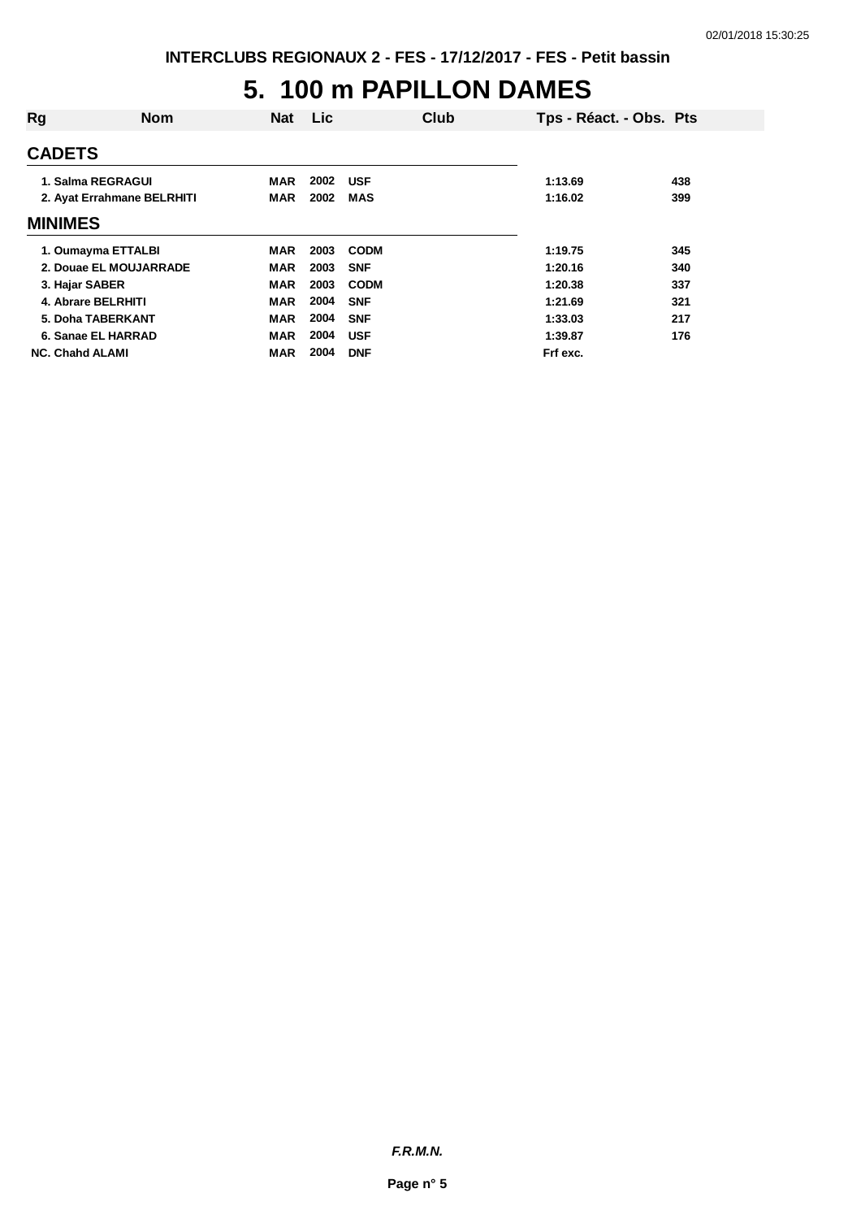# 5. 100 m PAPILLON DAMES

| Rg | Nom | Nat | Lic | Club | Tps - Réact. - Obs. | Pts |
|---|---|---|---|---|---|---|
| **CADETS** | | | | | | |
| 1. | Salma REGRAGUI | MAR | 2002 | USF | 1:13.69 | 438 |
| 2. | Ayat Errahmane BELRHITI | MAR | 2002 | MAS | 1:16.02 | 399 |
| **MINIMES** | | | | | | |
| 1. | Oumayma ETTALBI | MAR | 2003 | CODM | 1:19.75 | 345 |
| 2. | Douae EL MOUJARRADE | MAR | 2003 | SNF | 1:20.16 | 340 |
| 3. | Hajar SABER | MAR | 2003 | CODM | 1:20.38 | 337 |
| 4. | Abrare BELRHITI | MAR | 2004 | SNF | 1:21.69 | 321 |
| 5. | Doha TABERKANT | MAR | 2004 | SNF | 1:33.03 | 217 |
| 6. | Sanae EL HARRAD | MAR | 2004 | USF | 1:39.87 | 176 |
| NC. | Chahd ALAMI | MAR | 2004 | DNF | Frf exc. | |

***F.R.M.N.***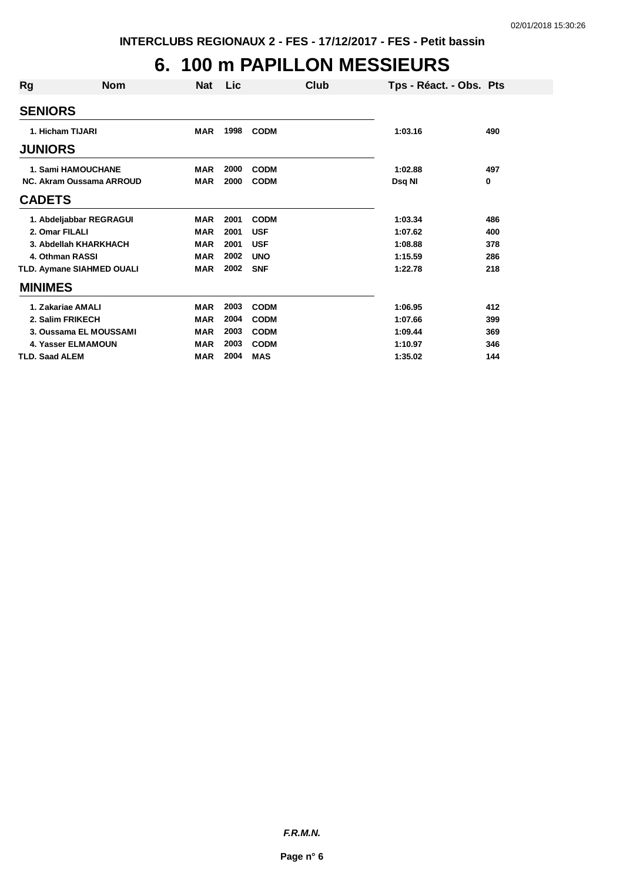INTERCLUBS REGIONAUX 2 - FES - 17/12/2017 - FES - Petit bassin

# 6. 100 m PAPILLON MESSIEURS

| Rg | Nom | Nat | Lic | Club | Tps - Réact. - Obs. | Pts |
|---|---|---|---|---|---|---|
| **SENIORS** | | | | | | |
| 1. | Hicham TIJARI | MAR | 1998 | CODM | 1:03.16 | 490 |
| **JUNIORS** | | | | | | |
| 1. | Sami HAMOUCHANE | MAR | 2000 | CODM | 1:02.88 | 497 |
| NC. | Akram Oussama ARROUD | MAR | 2000 | CODM | Dsq NI | 0 |
| **CADETS** | | | | | | |
| 1. | Abdeljabbar REGRAGUI | MAR | 2001 | CODM | 1:03.34 | 486 |
| 2. | Omar FILALI | MAR | 2001 | USF | 1:07.62 | 400 |
| 3. | Abdellah KHARKHACH | MAR | 2001 | USF | 1:08.88 | 378 |
| 4. | Othman RASSI | MAR | 2002 | UNO | 1:15.59 | 286 |
| TLD. | Aymane SIAHMED OUALI | MAR | 2002 | SNF | 1:22.78 | 218 |
| **MINIMES** | | | | | | |
| 1. | Zakariae AMALI | MAR | 2003 | CODM | 1:06.95 | 412 |
| 2. | Salim FRIKECH | MAR | 2004 | CODM | 1:07.66 | 399 |
| 3. | Oussama EL MOUSSAMI | MAR | 2003 | CODM | 1:09.44 | 369 |
| 4. | Yasser ELMAMOUN | MAR | 2003 | CODM | 1:10.97 | 346 |
| TLD. | Saad ALEM | MAR | 2004 | MAS | 1:35.02 | 144 |

*F.R.M.N.*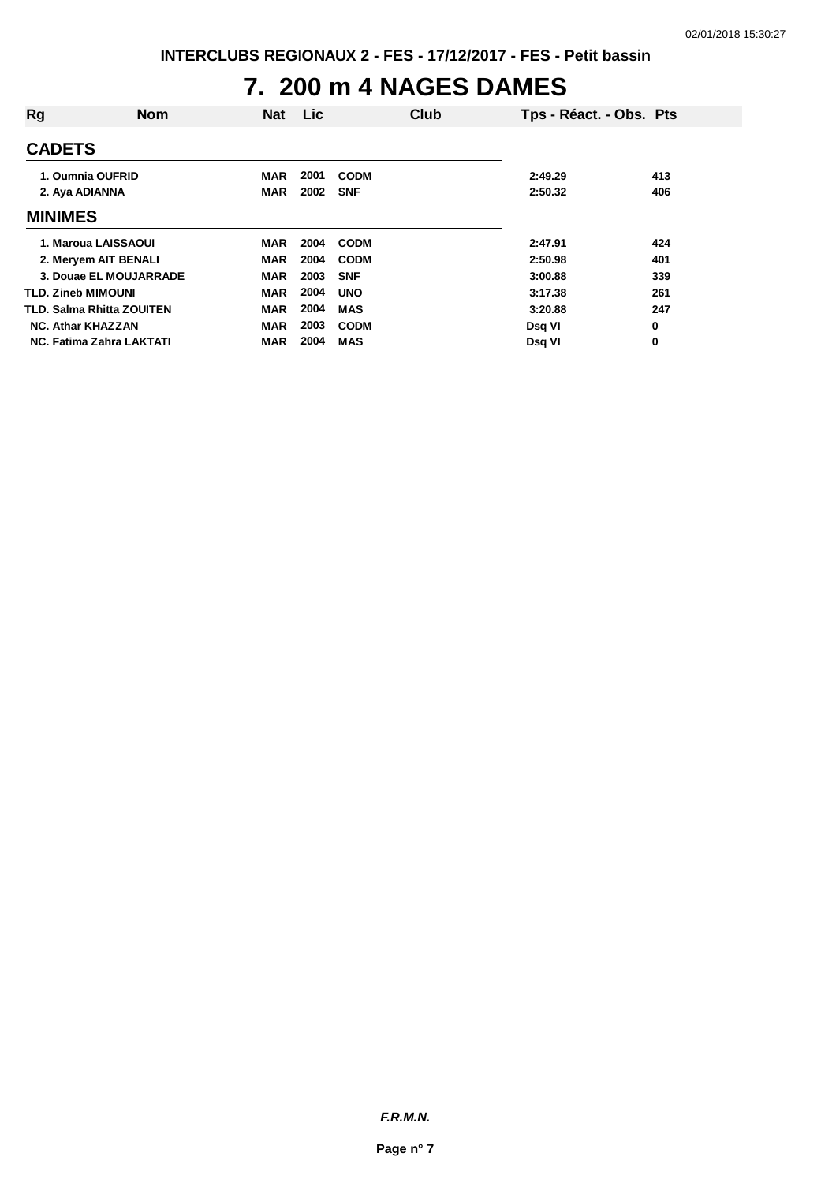INTERCLUBS REGIONAUX 2 - FES - 17/12/2017 - FES - Petit bassin

# 7. 200 m 4 NAGES DAMES

| Rg | Nom | Nat | Lic | Club | Tps - Réact. - Obs. | Pts |
|---|---|---|---|---|---|---|
| **CADETS** | | | | | | |
| 1. | Oumnia OUFRID | MAR | 2001 | CODM | 2:49.29 | 413 |
| 2. | Aya ADIANNA | MAR | 2002 | SNF | 2:50.32 | 406 |
| **MINIMES** | | | | | | |
| 1. | Maroua LAISSAOUI | MAR | 2004 | CODM | 2:47.91 | 424 |
| 2. | Meryem AIT BENALI | MAR | 2004 | CODM | 2:50.98 | 401 |
| 3. | Douae EL MOUJARRADE | MAR | 2003 | SNF | 3:00.88 | 339 |
| TLD. | Zineb MIMOUNI | MAR | 2004 | UNO | 3:17.38 | 261 |
| TLD. | Salma Rhitta ZOUITEN | MAR | 2004 | MAS | 3:20.88 | 247 |
| NC. | Athar KHAZZAN | MAR | 2003 | CODM | Dsq VI | 0 |
| NC. | Fatima Zahra LAKTATI | MAR | 2004 | MAS | Dsq VI | 0 |

*F.R.M.N.*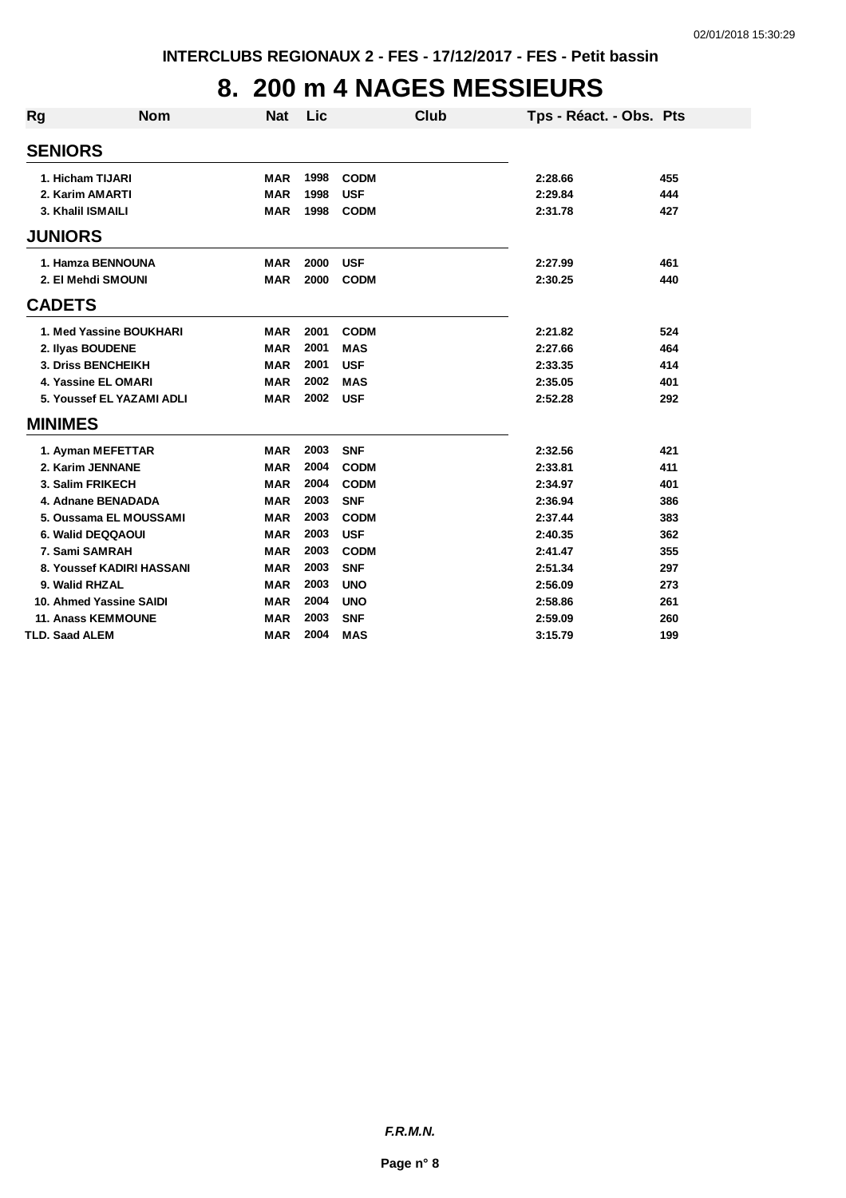INTERCLUBS REGIONAUX 2 - FES - 17/12/2017 - FES - Petit bassin

# 8. 200 m 4 NAGES MESSIEURS

| Rg | Nom | Nat | Lic | Club | Tps - Réact. - Obs. | Pts |
|---|---|---|---|---|---|---|
| **SENIORS** | | | | | | |
| 1. | Hicham TIJARI | MAR | 1998 | CODM | 2:28.66 | 455 |
| 2. | Karim AMARTI | MAR | 1998 | USF | 2:29.84 | 444 |
| 3. | Khalil ISMAILI | MAR | 1998 | CODM | 2:31.78 | 427 |
| **JUNIORS** | | | | | | |
| 1. | Hamza BENNOUNA | MAR | 2000 | USF | 2:27.99 | 461 |
| 2. | El Mehdi SMOUNI | MAR | 2000 | CODM | 2:30.25 | 440 |
| **CADETS** | | | | | | |
| 1. | Med Yassine BOUKHARI | MAR | 2001 | CODM | 2:21.82 | 524 |
| 2. | Ilyas BOUDENE | MAR | 2001 | MAS | 2:27.66 | 464 |
| 3. | Driss BENCHEIKH | MAR | 2001 | USF | 2:33.35 | 414 |
| 4. | Yassine EL OMARI | MAR | 2002 | MAS | 2:35.05 | 401 |
| 5. | Youssef EL YAZAMI ADLI | MAR | 2002 | USF | 2:52.28 | 292 |
| **MINIMES** | | | | | | |
| 1. | Ayman MEFETTAR | MAR | 2003 | SNF | 2:32.56 | 421 |
| 2. | Karim JENNANE | MAR | 2004 | CODM | 2:33.81 | 411 |
| 3. | Salim FRIKECH | MAR | 2004 | CODM | 2:34.97 | 401 |
| 4. | Adnane BENADADA | MAR | 2003 | SNF | 2:36.94 | 386 |
| 5. | Oussama EL MOUSSAMI | MAR | 2003 | CODM | 2:37.44 | 383 |
| 6. | Walid DEQQAOUI | MAR | 2003 | USF | 2:40.35 | 362 |
| 7. | Sami SAMRAH | MAR | 2003 | CODM | 2:41.47 | 355 |
| 8. | Youssef KADIRI HASSANI | MAR | 2003 | SNF | 2:51.34 | 297 |
| 9. | Walid RHZAL | MAR | 2003 | UNO | 2:56.09 | 273 |
| 10. | Ahmed Yassine SAIDI | MAR | 2004 | UNO | 2:58.86 | 261 |
| 11. | Anass KEMMOUNE | MAR | 2003 | SNF | 2:59.09 | 260 |
| TLD. | Saad ALEM | MAR | 2004 | MAS | 3:15.79 | 199 |

F.R.M.N.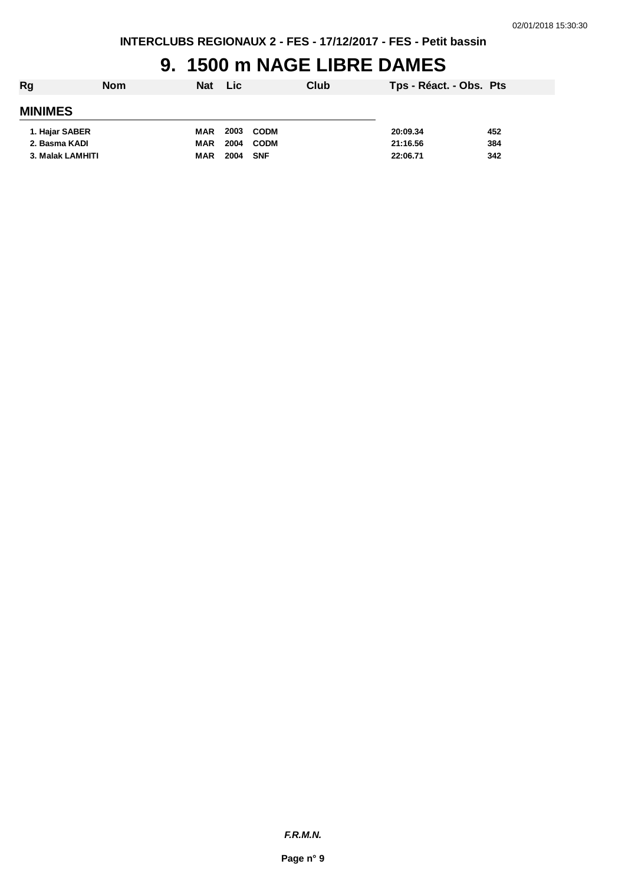# 9. 1500 m NAGE LIBRE DAMES

| Rg | Nom | Nat | Lic | Club | Tps - Réact. - Obs. | Pts |
|---|---|---|---|---|---|---|
| **MINIMES** | | | | | | |
| 1. | Hajar SABER | MAR | 2003 | CODM | 20:09.34 | 452 |
| 2. | Basma KADI | MAR | 2004 | CODM | 21:16.56 | 384 |
| 3. | Malak LAMHITI | MAR | 2004 | SNF | 22:06.71 | 342 |

*F.R.M.N.*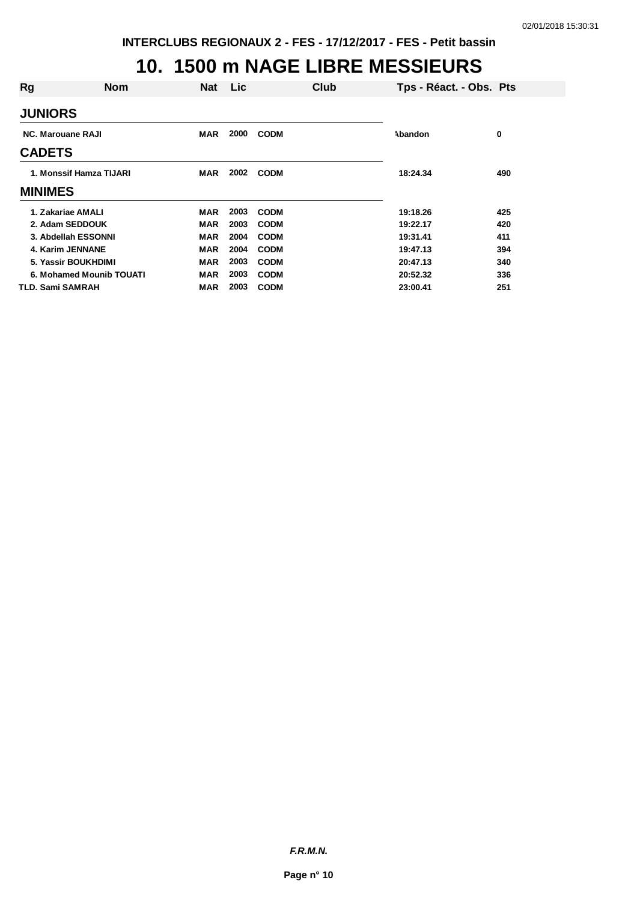INTERCLUBS REGIONAUX 2 - FES - 17/12/2017 - FES - Petit bassin

# 10. 1500 m NAGE LIBRE MESSIEURS

| Rg | Nom | Nat | Lic | Club | Tps - Réact. - Obs. | Pts |
|---|---|---|---|---|---|---|
| **JUNIORS** | | | | | | |
| NC. | Marouane RAJI | MAR | 2000 | CODM | Abandon | 0 |
| **CADETS** | | | | | | |
| 1. | Monssif Hamza TIJARI | MAR | 2002 | CODM | 18:24.34 | 490 |
| **MINIMES** | | | | | | |
| 1. | Zakariae AMALI | MAR | 2003 | CODM | 19:18.26 | 425 |
| 2. | Adam SEDDOUK | MAR | 2003 | CODM | 19:22.17 | 420 |
| 3. | Abdellah ESSONNI | MAR | 2004 | CODM | 19:31.41 | 411 |
| 4. | Karim JENNANE | MAR | 2004 | CODM | 19:47.13 | 394 |
| 5. | Yassir BOUKHDIMI | MAR | 2003 | CODM | 20:47.13 | 340 |
| 6. | Mohamed Mounib TOUATI | MAR | 2003 | CODM | 20:52.32 | 336 |
| TLD. | Sami SAMRAH | MAR | 2003 | CODM | 23:00.41 | 251 |

*F.R.M.N.*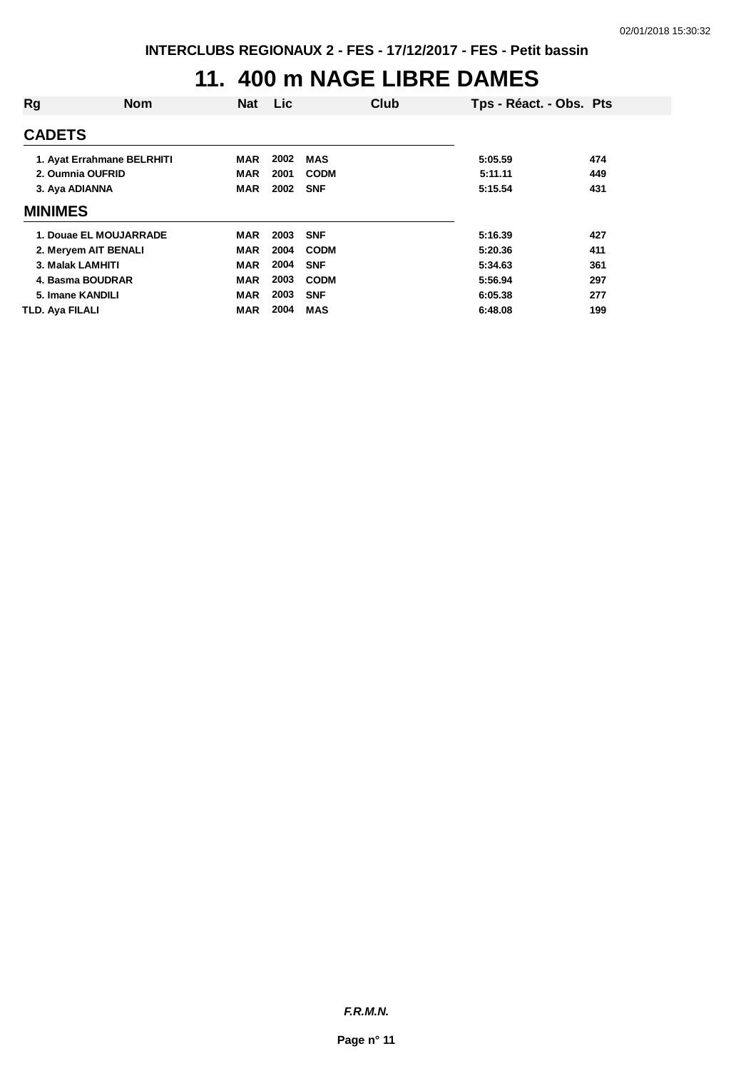# 11. 400 m NAGE LIBRE DAMES

| Rg | Nom | Nat | Lic | Club | Tps - Réact. - Obs. | Pts |
|---|---|---|---|---|---|---|
| **CADETS** | | | | | | |
| 1. | Ayat Errahmane BELRHITI | MAR | 2002 | MAS | 5:05.59 | 474 |
| 2. | Oumnia OUFRID | MAR | 2001 | CODM | 5:11.11 | 449 |
| 3. | Aya ADIANNA | MAR | 2002 | SNF | 5:15.54 | 431 |
| **MINIMES** | | | | | | |
| 1. | Douae EL MOUJARRADE | MAR | 2003 | SNF | 5:16.39 | 427 |
| 2. | Meryem AIT BENALI | MAR | 2004 | CODM | 5:20.36 | 411 |
| 3. | Malak LAMHITI | MAR | 2004 | SNF | 5:34.63 | 361 |
| 4. | Basma BOUDRAR | MAR | 2003 | CODM | 5:56.94 | 297 |
| 5. | Imane KANDILI | MAR | 2003 | SNF | 6:05.38 | 277 |
| TLD. | Aya FILALI | MAR | 2004 | MAS | 6:48.08 | 199 |

*F.R.M.N.*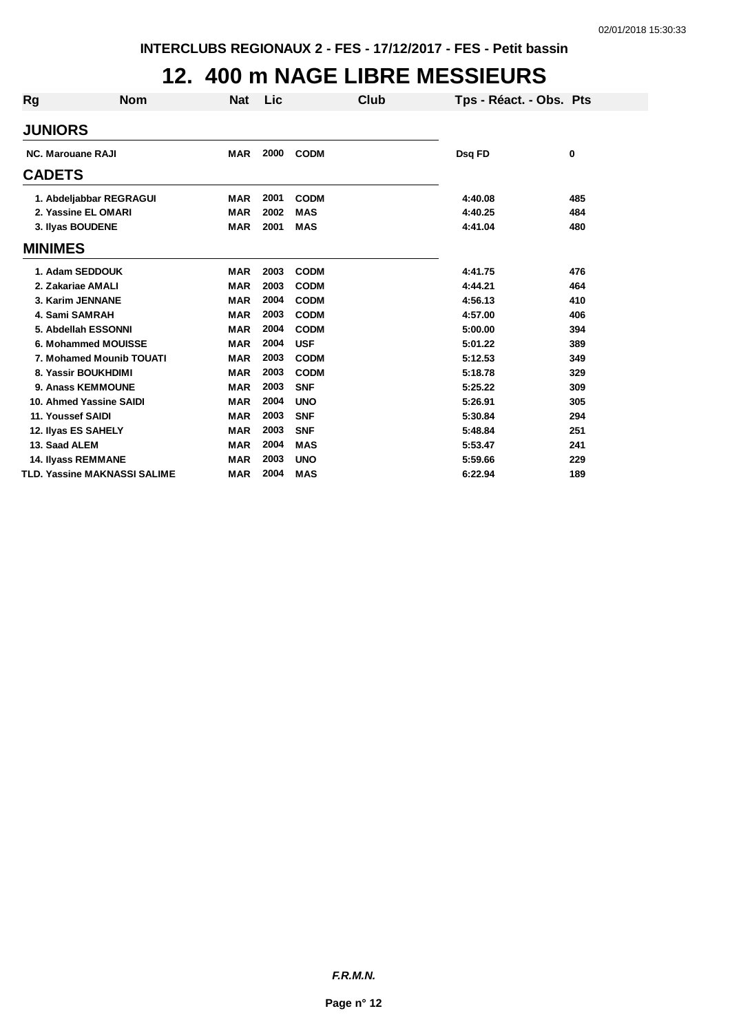INTERCLUBS REGIONAUX 2 - FES - 17/12/2017 - FES - Petit bassin

# 12. 400 m NAGE LIBRE MESSIEURS

| Rg | Nom | Nat | Lic | Club | Tps - Réact. - Obs. | Pts |
|---|---|---|---|---|---|---|
| **JUNIORS** | | | | | | |
| NC. | Marouane RAJI | MAR | 2000 | CODM | Dsq FD | 0 |
| **CADETS** | | | | | | |
| 1. | Abdeljabbar REGRAGUI | MAR | 2001 | CODM | 4:40.08 | 485 |
| 2. | Yassine EL OMARI | MAR | 2002 | MAS | 4:40.25 | 484 |
| 3. | Ilyas BOUDENE | MAR | 2001 | MAS | 4:41.04 | 480 |
| **MINIMES** | | | | | | |
| 1. | Adam SEDDOUK | MAR | 2003 | CODM | 4:41.75 | 476 |
| 2. | Zakariae AMALI | MAR | 2003 | CODM | 4:44.21 | 464 |
| 3. | Karim JENNANE | MAR | 2004 | CODM | 4:56.13 | 410 |
| 4. | Sami SAMRAH | MAR | 2003 | CODM | 4:57.00 | 406 |
| 5. | Abdellah ESSONNI | MAR | 2004 | CODM | 5:00.00 | 394 |
| 6. | Mohammed MOUISSE | MAR | 2004 | USF | 5:01.22 | 389 |
| 7. | Mohamed Mounib TOUATI | MAR | 2003 | CODM | 5:12.53 | 349 |
| 8. | Yassir BOUKHDIMI | MAR | 2003 | CODM | 5:18.78 | 329 |
| 9. | Anass KEMMOUNE | MAR | 2003 | SNF | 5:25.22 | 309 |
| 10. | Ahmed Yassine SAIDI | MAR | 2004 | UNO | 5:26.91 | 305 |
| 11. | Youssef SAIDI | MAR | 2003 | SNF | 5:30.84 | 294 |
| 12. | Ilyas ES SAHELY | MAR | 2003 | SNF | 5:48.84 | 251 |
| 13. | Saad ALEM | MAR | 2004 | MAS | 5:53.47 | 241 |
| 14. | Ilyass REMMANE | MAR | 2003 | UNO | 5:59.66 | 229 |
| TLD. | Yassine MAKNASSI SALIME | MAR | 2004 | MAS | 6:22.94 | 189 |

*F.R.M.N.*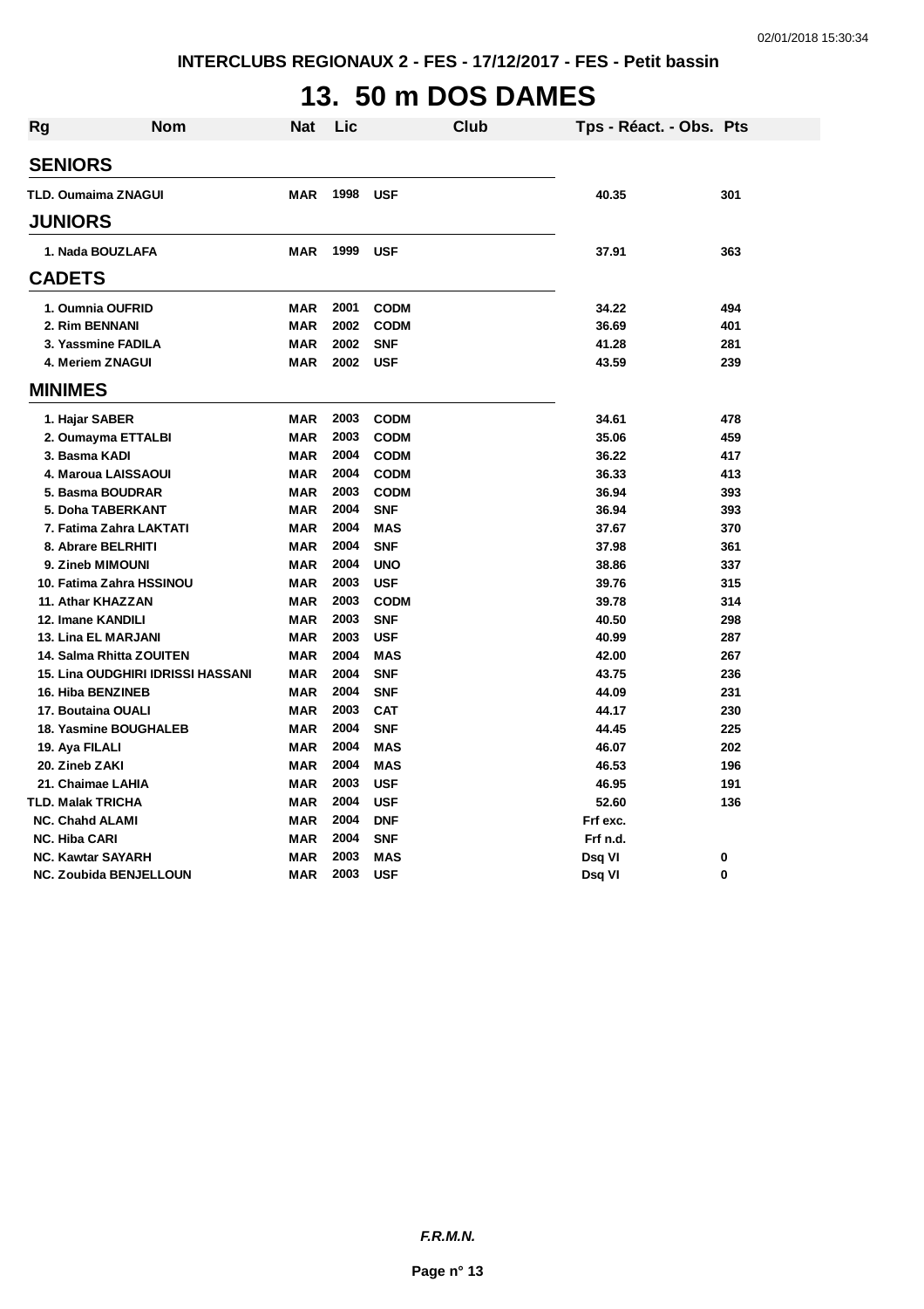INTERCLUBS REGIONAUX 2 - FES - 17/12/2017 - FES - Petit bassin

# 13. 50 m DOS DAMES

| Rg | Nom | Nat | Lic | Club | Tps - Réact. - Obs. | Pts |
|---|---|---|---|---|---|---|
| **SENIORS** | | | | | | |
| TLD. | Oumaima ZNAGUI | MAR | 1998 | USF | 40.35 | 301 |
| **JUNIORS** | | | | | | |
| 1. | Nada BOUZLAFA | MAR | 1999 | USF | 37.91 | 363 |
| **CADETS** | | | | | | |
| 1. | Oumnia OUFRID | MAR | 2001 | CODM | 34.22 | 494 |
| 2. | Rim BENNANI | MAR | 2002 | CODM | 36.69 | 401 |
| 3. | Yassmine FADILA | MAR | 2002 | SNF | 41.28 | 281 |
| 4. | Meriem ZNAGUI | MAR | 2002 | USF | 43.59 | 239 |
| **MINIMES** | | | | | | |
| 1. | Hajar SABER | MAR | 2003 | CODM | 34.61 | 478 |
| 2. | Oumayma ETTALBI | MAR | 2003 | CODM | 35.06 | 459 |
| 3. | Basma KADI | MAR | 2004 | CODM | 36.22 | 417 |
| 4. | Maroua LAISSAOUI | MAR | 2004 | CODM | 36.33 | 413 |
| 5. | Basma BOUDRAR | MAR | 2003 | CODM | 36.94 | 393 |
| 5. | Doha TABERKANT | MAR | 2004 | SNF | 36.94 | 393 |
| 7. | Fatima Zahra LAKTATI | MAR | 2004 | MAS | 37.67 | 370 |
| 8. | Abrare BELRHITI | MAR | 2004 | SNF | 37.98 | 361 |
| 9. | Zineb MIMOUNI | MAR | 2004 | UNO | 38.86 | 337 |
| 10. | Fatima Zahra HSSINOU | MAR | 2003 | USF | 39.76 | 315 |
| 11. | Athar KHAZZAN | MAR | 2003 | CODM | 39.78 | 314 |
| 12. | Imane KANDILI | MAR | 2003 | SNF | 40.50 | 298 |
| 13. | Lina EL MARJANI | MAR | 2003 | USF | 40.99 | 287 |
| 14. | Salma Rhitta ZOUITEN | MAR | 2004 | MAS | 42.00 | 267 |
| 15. | Lina OUDGHIRI IDRISSI HASSANI | MAR | 2004 | SNF | 43.75 | 236 |
| 16. | Hiba BENZINEB | MAR | 2004 | SNF | 44.09 | 231 |
| 17. | Boutaina OUALI | MAR | 2003 | CAT | 44.17 | 230 |
| 18. | Yasmine BOUGHALEB | MAR | 2004 | SNF | 44.45 | 225 |
| 19. | Aya FILALI | MAR | 2004 | MAS | 46.07 | 202 |
| 20. | Zineb ZAKI | MAR | 2004 | MAS | 46.53 | 196 |
| 21. | Chaimae LAHIA | MAR | 2003 | USF | 46.95 | 191 |
| TLD. | Malak TRICHA | MAR | 2004 | USF | 52.60 | 136 |
| NC. | Chahd ALAMI | MAR | 2004 | DNF | Frf exc. | |
| NC. | Hiba CARI | MAR | 2004 | SNF | Frf n.d. | |
| NC. | Kawtar SAYARH | MAR | 2003 | MAS | Dsq VI | 0 |
| NC. | Zoubida BENJELLOUN | MAR | 2003 | USF | Dsq VI | 0 |

*F.R.M.N.*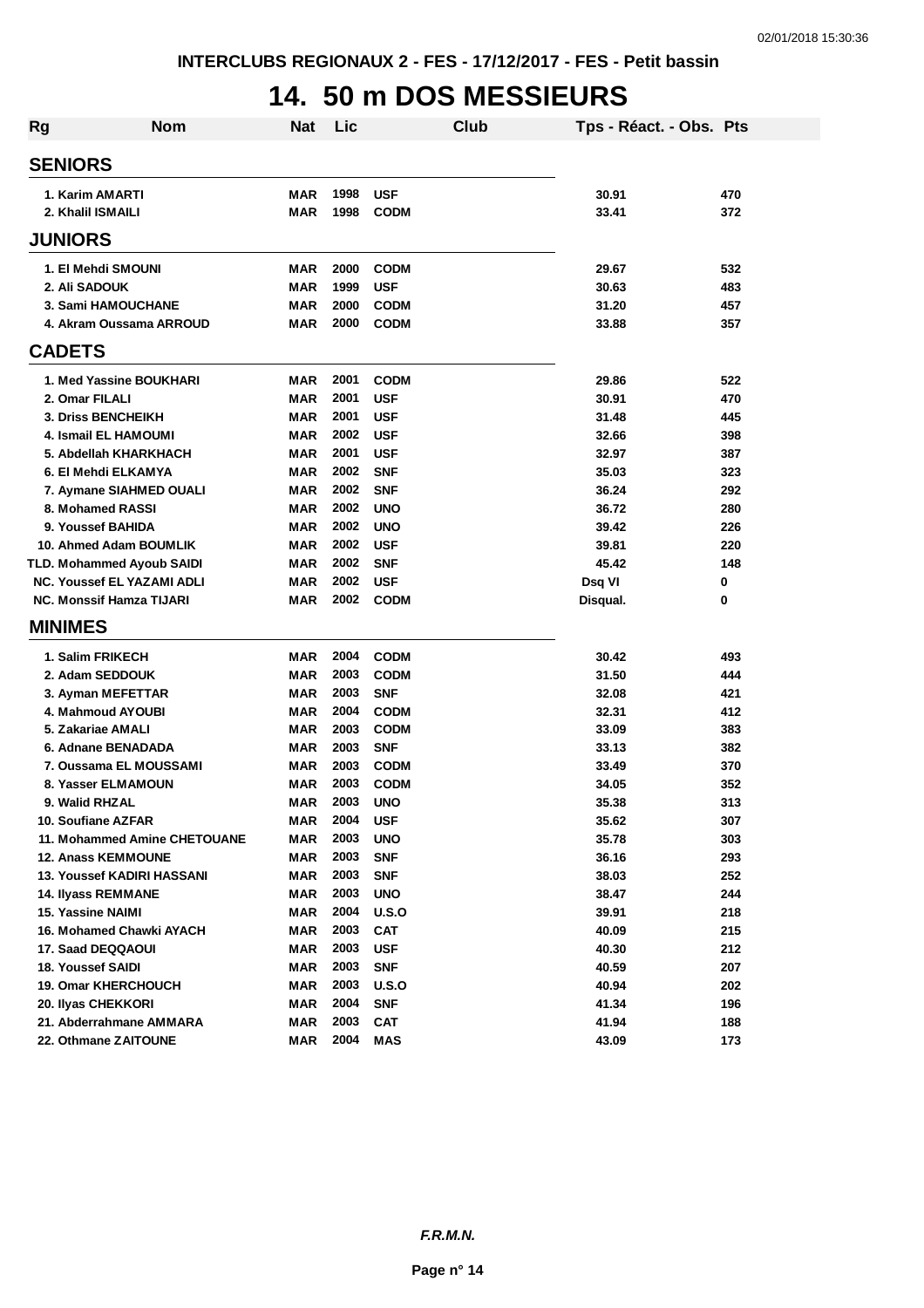INTERCLUBS REGIONAUX 2 - FES - 17/12/2017 - FES - Petit bassin

# 14. 50 m DOS MESSIEURS

| Rg | Nom | Nat | Lic | Club | Tps - Réact. - Obs. | Pts |
|---|---|---|---|---|---|---|
| **SENIORS** | | | | | | |
| 1. | Karim AMARTI | MAR | 1998 | USF | 30.91 | 470 |
| 2. | Khalil ISMAILI | MAR | 1998 | CODM | 33.41 | 372 |
| **JUNIORS** | | | | | | |
| 1. | El Mehdi SMOUNI | MAR | 2000 | CODM | 29.67 | 532 |
| 2. | Ali SADOUK | MAR | 1999 | USF | 30.63 | 483 |
| 3. | Sami HAMOUCHANE | MAR | 2000 | CODM | 31.20 | 457 |
| 4. | Akram Oussama ARROUD | MAR | 2000 | CODM | 33.88 | 357 |
| **CADETS** | | | | | | |
| 1. | Med Yassine BOUKHARI | MAR | 2001 | CODM | 29.86 | 522 |
| 2. | Omar FILALI | MAR | 2001 | USF | 30.91 | 470 |
| 3. | Driss BENCHEIKH | MAR | 2001 | USF | 31.48 | 445 |
| 4. | Ismail EL HAMOUMI | MAR | 2002 | USF | 32.66 | 398 |
| 5. | Abdellah KHARKHACH | MAR | 2001 | USF | 32.97 | 387 |
| 6. | El Mehdi ELKAMYA | MAR | 2002 | SNF | 35.03 | 323 |
| 7. | Aymane SIAHMED OUALI | MAR | 2002 | SNF | 36.24 | 292 |
| 8. | Mohamed RASSI | MAR | 2002 | UNO | 36.72 | 280 |
| 9. | Youssef BAHIDA | MAR | 2002 | UNO | 39.42 | 226 |
| 10. | Ahmed Adam BOUMLIK | MAR | 2002 | USF | 39.81 | 220 |
| TLD. | Mohammed Ayoub SAIDI | MAR | 2002 | SNF | 45.42 | 148 |
| NC. | Youssef EL YAZAMI ADLI | MAR | 2002 | USF | Dsq VI | 0 |
| NC. | Monssif Hamza TIJARI | MAR | 2002 | CODM | Disqual. | 0 |
| **MINIMES** | | | | | | |
| 1. | Salim FRIKECH | MAR | 2004 | CODM | 30.42 | 493 |
| 2. | Adam SEDDOUK | MAR | 2003 | CODM | 31.50 | 444 |
| 3. | Ayman MEFETTAR | MAR | 2003 | SNF | 32.08 | 421 |
| 4. | Mahmoud AYOUBI | MAR | 2004 | CODM | 32.31 | 412 |
| 5. | Zakariae AMALI | MAR | 2003 | CODM | 33.09 | 383 |
| 6. | Adnane BENADADA | MAR | 2003 | SNF | 33.13 | 382 |
| 7. | Oussama EL MOUSSAMI | MAR | 2003 | CODM | 33.49 | 370 |
| 8. | Yasser ELMAMOUN | MAR | 2003 | CODM | 34.05 | 352 |
| 9. | Walid RHZAL | MAR | 2003 | UNO | 35.38 | 313 |
| 10. | Soufiane AZFAR | MAR | 2004 | USF | 35.62 | 307 |
| 11. | Mohammed Amine CHETOUANE | MAR | 2003 | UNO | 35.78 | 303 |
| 12. | Anass KEMMOUNE | MAR | 2003 | SNF | 36.16 | 293 |
| 13. | Youssef KADIRI HASSANI | MAR | 2003 | SNF | 38.03 | 252 |
| 14. | Ilyass REMMANE | MAR | 2003 | UNO | 38.47 | 244 |
| 15. | Yassine NAIMI | MAR | 2004 | U.S.O | 39.91 | 218 |
| 16. | Mohamed Chawki AYACH | MAR | 2003 | CAT | 40.09 | 215 |
| 17. | Saad DEQQAOUI | MAR | 2003 | USF | 40.30 | 212 |
| 18. | Youssef SAIDI | MAR | 2003 | SNF | 40.59 | 207 |
| 19. | Omar KHERCHOUCH | MAR | 2003 | U.S.O | 40.94 | 202 |
| 20. | Ilyas CHEKKORI | MAR | 2004 | SNF | 41.34 | 196 |
| 21. | Abderrahmane AMMARA | MAR | 2003 | CAT | 41.94 | 188 |
| 22. | Othmane ZAITOUNE | MAR | 2004 | MAS | 43.09 | 173 |

*F.R.M.N.*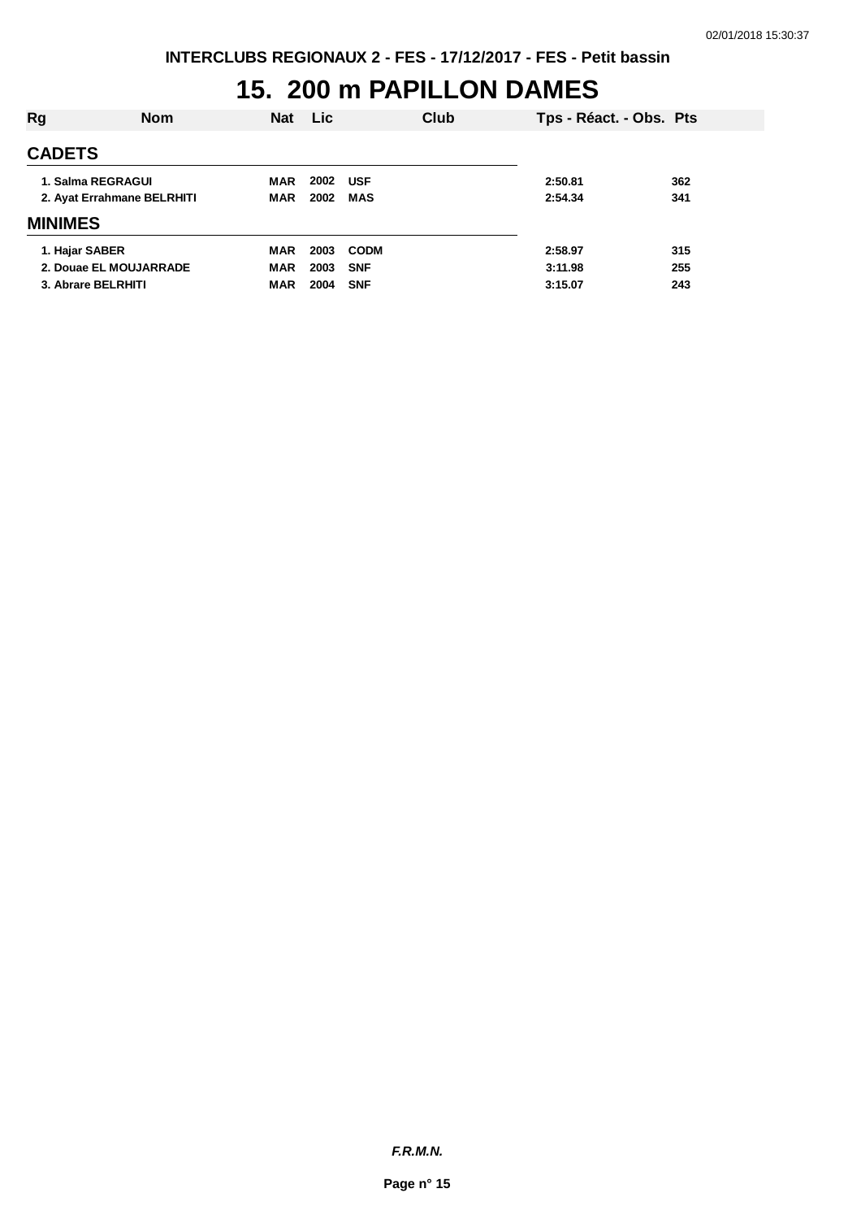INTERCLUBS REGIONAUX 2 - FES - 17/12/2017 - FES - Petit bassin

# 15. 200 m PAPILLON DAMES

| Rg | Nom | Nat | Lic | Club | Tps - Réact. - Obs. | Pts |
|---|---|---|---|---|---|---|
| **CADETS** | | | | | | |
| 1. | Salma REGRAGUI | MAR | 2002 | USF | 2:50.81 | 362 |
| 2. | Ayat Errahmane BELRHITI | MAR | 2002 | MAS | 2:54.34 | 341 |
| **MINIMES** | | | | | | |
| 1. | Hajar SABER | MAR | 2003 | CODM | 2:58.97 | 315 |
| 2. | Douae EL MOUJARRADE | MAR | 2003 | SNF | 3:11.98 | 255 |
| 3. | Abrare BELRHITI | MAR | 2004 | SNF | 3:15.07 | 243 |

*F.R.M.N.*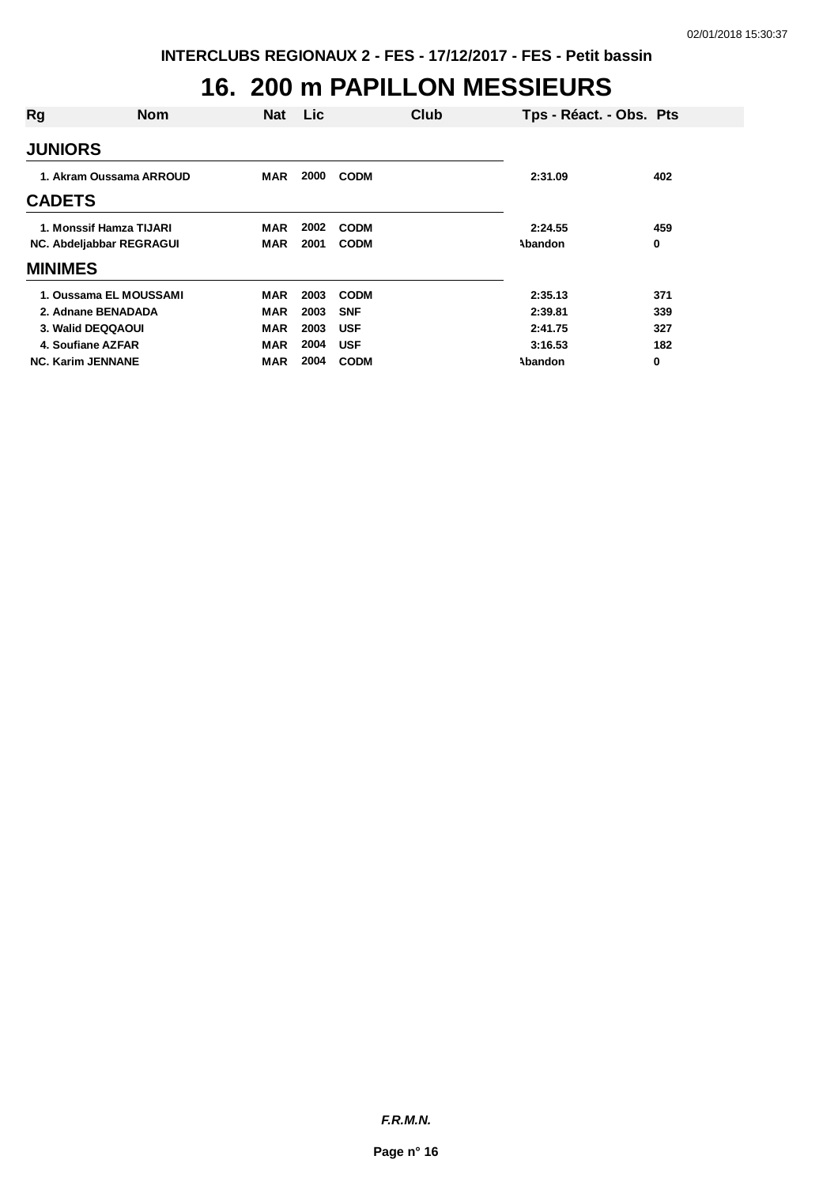INTERCLUBS REGIONAUX 2 - FES - 17/12/2017 - FES - Petit bassin

# 16. 200 m PAPILLON MESSIEURS

| Rg | Nom | Nat | Lic | Club | Tps - Réact. - Obs. | Pts |
|---|---|---|---|---|---|---|
| **JUNIORS** | | | | | | |
| 1. | Akram Oussama ARROUD | MAR | 2000 | CODM | 2:31.09 | 402 |
| **CADETS** | | | | | | |
| 1. | Monssif Hamza TIJARI | MAR | 2002 | CODM | 2:24.55 | 459 |
| NC. | Abdeljabbar REGRAGUI | MAR | 2001 | CODM | Abandon | 0 |
| **MINIMES** | | | | | | |
| 1. | Oussama EL MOUSSAMI | MAR | 2003 | CODM | 2:35.13 | 371 |
| 2. | Adnane BENADADA | MAR | 2003 | SNF | 2:39.81 | 339 |
| 3. | Walid DEQQAOUI | MAR | 2003 | USF | 2:41.75 | 327 |
| 4. | Soufiane AZFAR | MAR | 2004 | USF | 3:16.53 | 182 |
| NC. | Karim JENNANE | MAR | 2004 | CODM | Abandon | 0 |

*F.R.M.N.*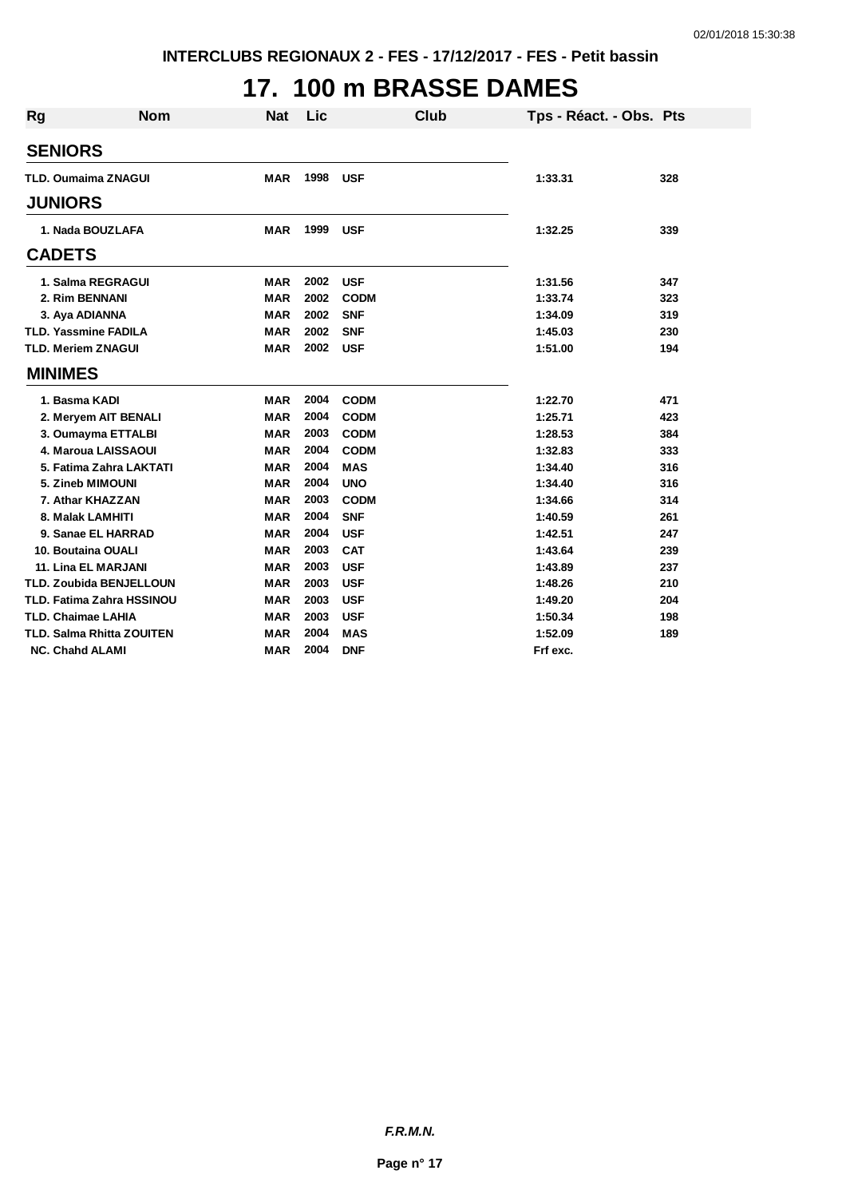INTERCLUBS REGIONAUX 2 - FES - 17/12/2017 - FES - Petit bassin

# 17. 100 m BRASSE DAMES

| Rg | Nom | Nat | Lic | Club | Tps - Réact. - Obs. | Pts |
|---|---|---|---|---|---|---|
| **SENIORS** | | | | | | |
| TLD. | Oumaima ZNAGUI | MAR | 1998 | USF | 1:33.31 | 328 |
| **JUNIORS** | | | | | | |
| 1. | Nada BOUZLAFA | MAR | 1999 | USF | 1:32.25 | 339 |
| **CADETS** | | | | | | |
| 1. | Salma REGRAGUI | MAR | 2002 | USF | 1:31.56 | 347 |
| 2. | Rim BENNANI | MAR | 2002 | CODM | 1:33.74 | 323 |
| 3. | Aya ADIANNA | MAR | 2002 | SNF | 1:34.09 | 319 |
| TLD. | Yassmine FADILA | MAR | 2002 | SNF | 1:45.03 | 230 |
| TLD. | Meriem ZNAGUI | MAR | 2002 | USF | 1:51.00 | 194 |
| **MINIMES** | | | | | | |
| 1. | Basma KADI | MAR | 2004 | CODM | 1:22.70 | 471 |
| 2. | Meryem AIT BENALI | MAR | 2004 | CODM | 1:25.71 | 423 |
| 3. | Oumayma ETTALBI | MAR | 2003 | CODM | 1:28.53 | 384 |
| 4. | Maroua LAISSAOUI | MAR | 2004 | CODM | 1:32.83 | 333 |
| 5. | Fatima Zahra LAKTATI | MAR | 2004 | MAS | 1:34.40 | 316 |
| 5. | Zineb MIMOUNI | MAR | 2004 | UNO | 1:34.40 | 316 |
| 7. | Athar KHAZZAN | MAR | 2003 | CODM | 1:34.66 | 314 |
| 8. | Malak LAMHITI | MAR | 2004 | SNF | 1:40.59 | 261 |
| 9. | Sanae EL HARRAD | MAR | 2004 | USF | 1:42.51 | 247 |
| 10. | Boutaina OUALI | MAR | 2003 | CAT | 1:43.64 | 239 |
| 11. | Lina EL MARJANI | MAR | 2003 | USF | 1:43.89 | 237 |
| TLD. | Zoubida BENJELLOUN | MAR | 2003 | USF | 1:48.26 | 210 |
| TLD. | Fatima Zahra HSSINOU | MAR | 2003 | USF | 1:49.20 | 204 |
| TLD. | Chaimae LAHIA | MAR | 2003 | USF | 1:50.34 | 198 |
| TLD. | Salma Rhitta ZOUITEN | MAR | 2004 | MAS | 1:52.09 | 189 |
| NC. | Chahd ALAMI | MAR | 2004 | DNF | Frf exc. | |

*F.R.M.N.*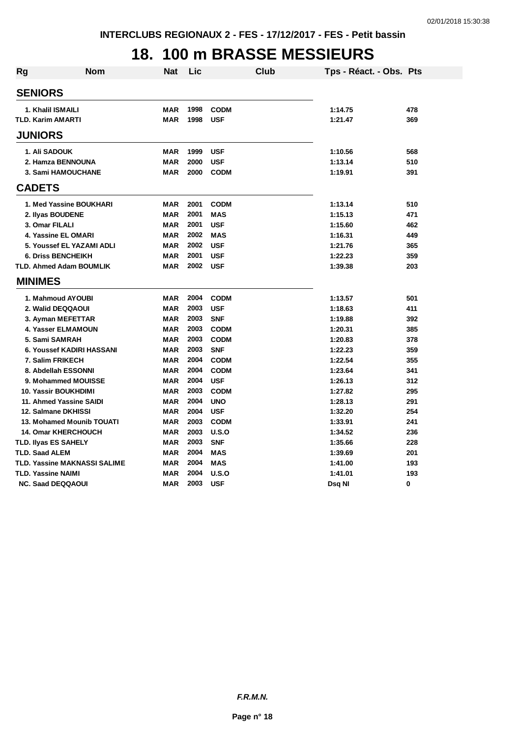# 18. 100 m BRASSE MESSIEURS

| Rg | Nom | Nat | Lic | Club | Tps - Réact. - Obs. | Pts |
|---|---|---|---|---|---|---|
| **SENIORS** | | | | | | |
| 1. | Khalil ISMAILI | MAR | 1998 | CODM | 1:14.75 | 478 |
| TLD. | Karim AMARTI | MAR | 1998 | USF | 1:21.47 | 369 |
| **JUNIORS** | | | | | | |
| 1. | Ali SADOUK | MAR | 1999 | USF | 1:10.56 | 568 |
| 2. | Hamza BENNOUNA | MAR | 2000 | USF | 1:13.14 | 510 |
| 3. | Sami HAMOUCHANE | MAR | 2000 | CODM | 1:19.91 | 391 |
| **CADETS** | | | | | | |
| 1. | Med Yassine BOUKHARI | MAR | 2001 | CODM | 1:13.14 | 510 |
| 2. | Ilyas BOUDENE | MAR | 2001 | MAS | 1:15.13 | 471 |
| 3. | Omar FILALI | MAR | 2001 | USF | 1:15.60 | 462 |
| 4. | Yassine EL OMARI | MAR | 2002 | MAS | 1:16.31 | 449 |
| 5. | Youssef EL YAZAMI ADLI | MAR | 2002 | USF | 1:21.76 | 365 |
| 6. | Driss BENCHEIKH | MAR | 2001 | USF | 1:22.23 | 359 |
| TLD. | Ahmed Adam BOUMLIK | MAR | 2002 | USF | 1:39.38 | 203 |
| **MINIMES** | | | | | | |
| 1. | Mahmoud AYOUBI | MAR | 2004 | CODM | 1:13.57 | 501 |
| 2. | Walid DEQQAOUI | MAR | 2003 | USF | 1:18.63 | 411 |
| 3. | Ayman MEFETTAR | MAR | 2003 | SNF | 1:19.88 | 392 |
| 4. | Yasser ELMAMOUN | MAR | 2003 | CODM | 1:20.31 | 385 |
| 5. | Sami SAMRAH | MAR | 2003 | CODM | 1:20.83 | 378 |
| 6. | Youssef KADIRI HASSANI | MAR | 2003 | SNF | 1:22.23 | 359 |
| 7. | Salim FRIKECH | MAR | 2004 | CODM | 1:22.54 | 355 |
| 8. | Abdellah ESSONNI | MAR | 2004 | CODM | 1:23.64 | 341 |
| 9. | Mohammed MOUISSE | MAR | 2004 | USF | 1:26.13 | 312 |
| 10. | Yassir BOUKHDIMI | MAR | 2003 | CODM | 1:27.82 | 295 |
| 11. | Ahmed Yassine SAIDI | MAR | 2004 | UNO | 1:28.13 | 291 |
| 12. | Salmane DKHISSI | MAR | 2004 | USF | 1:32.20 | 254 |
| 13. | Mohamed Mounib TOUATI | MAR | 2003 | CODM | 1:33.91 | 241 |
| 14. | Omar KHERCHOUCH | MAR | 2003 | U.S.O | 1:34.52 | 236 |
| TLD. | Ilyas ES SAHELY | MAR | 2003 | SNF | 1:35.66 | 228 |
| TLD. | Saad ALEM | MAR | 2004 | MAS | 1:39.69 | 201 |
| TLD. | Yassine MAKNASSI SALIME | MAR | 2004 | MAS | 1:41.00 | 193 |
| TLD. | Yassine NAIMI | MAR | 2004 | U.S.O | 1:41.01 | 193 |
| NC. | Saad DEQQAOUI | MAR | 2003 | USF | Dsq NI | 0 |

*F.R.M.N.*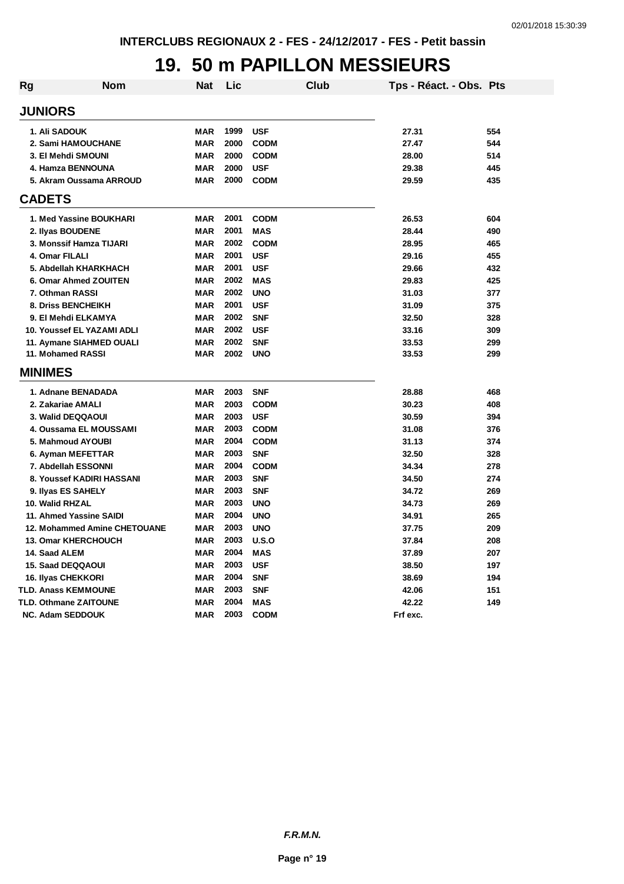INTERCLUBS REGIONAUX 2 - FES - 24/12/2017 - FES - Petit bassin

# 19. 50 m PAPILLON MESSIEURS

| Rg | Nom | Nat | Lic | Club | Tps - Réact. - Obs. | Pts |
|---|---|---|---|---|---|---|
| **JUNIORS** | | | | | | |
| 1. | Ali SADOUK | MAR | 1999 | USF | 27.31 | 554 |
| 2. | Sami HAMOUCHANE | MAR | 2000 | CODM | 27.47 | 544 |
| 3. | El Mehdi SMOUNI | MAR | 2000 | CODM | 28.00 | 514 |
| 4. | Hamza BENNOUNA | MAR | 2000 | USF | 29.38 | 445 |
| 5. | Akram Oussama ARROUD | MAR | 2000 | CODM | 29.59 | 435 |
| **CADETS** | | | | | | |
| 1. | Med Yassine BOUKHARI | MAR | 2001 | CODM | 26.53 | 604 |
| 2. | Ilyas BOUDENE | MAR | 2001 | MAS | 28.44 | 490 |
| 3. | Monssif Hamza TIJARI | MAR | 2002 | CODM | 28.95 | 465 |
| 4. | Omar FILALI | MAR | 2001 | USF | 29.16 | 455 |
| 5. | Abdellah KHARKHACH | MAR | 2001 | USF | 29.66 | 432 |
| 6. | Omar Ahmed ZOUITEN | MAR | 2002 | MAS | 29.83 | 425 |
| 7. | Othman RASSI | MAR | 2002 | UNO | 31.03 | 377 |
| 8. | Driss BENCHEIKH | MAR | 2001 | USF | 31.09 | 375 |
| 9. | El Mehdi ELKAMYA | MAR | 2002 | SNF | 32.50 | 328 |
| 10. | Youssef EL YAZAMI ADLI | MAR | 2002 | USF | 33.16 | 309 |
| 11. | Aymane SIAHMED OUALI | MAR | 2002 | SNF | 33.53 | 299 |
| 11. | Mohamed RASSI | MAR | 2002 | UNO | 33.53 | 299 |
| **MINIMES** | | | | | | |
| 1. | Adnane BENADADA | MAR | 2003 | SNF | 28.88 | 468 |
| 2. | Zakariae AMALI | MAR | 2003 | CODM | 30.23 | 408 |
| 3. | Walid DEQQAOUI | MAR | 2003 | USF | 30.59 | 394 |
| 4. | Oussama EL MOUSSAMI | MAR | 2003 | CODM | 31.08 | 376 |
| 5. | Mahmoud AYOUBI | MAR | 2004 | CODM | 31.13 | 374 |
| 6. | Ayman MEFETTAR | MAR | 2003 | SNF | 32.50 | 328 |
| 7. | Abdellah ESSONNI | MAR | 2004 | CODM | 34.34 | 278 |
| 8. | Youssef KADIRI HASSANI | MAR | 2003 | SNF | 34.50 | 274 |
| 9. | Ilyas ES SAHELY | MAR | 2003 | SNF | 34.72 | 269 |
| 10. | Walid RHZAL | MAR | 2003 | UNO | 34.73 | 269 |
| 11. | Ahmed Yassine SAIDI | MAR | 2004 | UNO | 34.91 | 265 |
| 12. | Mohammed Amine CHETOUANE | MAR | 2003 | UNO | 37.75 | 209 |
| 13. | Omar KHERCHOUCH | MAR | 2003 | U.S.O | 37.84 | 208 |
| 14. | Saad ALEM | MAR | 2004 | MAS | 37.89 | 207 |
| 15. | Saad DEQQAOUI | MAR | 2003 | USF | 38.50 | 197 |
| 16. | Ilyas CHEKKORI | MAR | 2004 | SNF | 38.69 | 194 |
| TLD. | Anass KEMMOUNE | MAR | 2003 | SNF | 42.06 | 151 |
| TLD. | Othmane ZAITOUNE | MAR | 2004 | MAS | 42.22 | 149 |
| NC. | Adam SEDDOUK | MAR | 2003 | CODM | Frf exc. | |

*F.R.M.N.*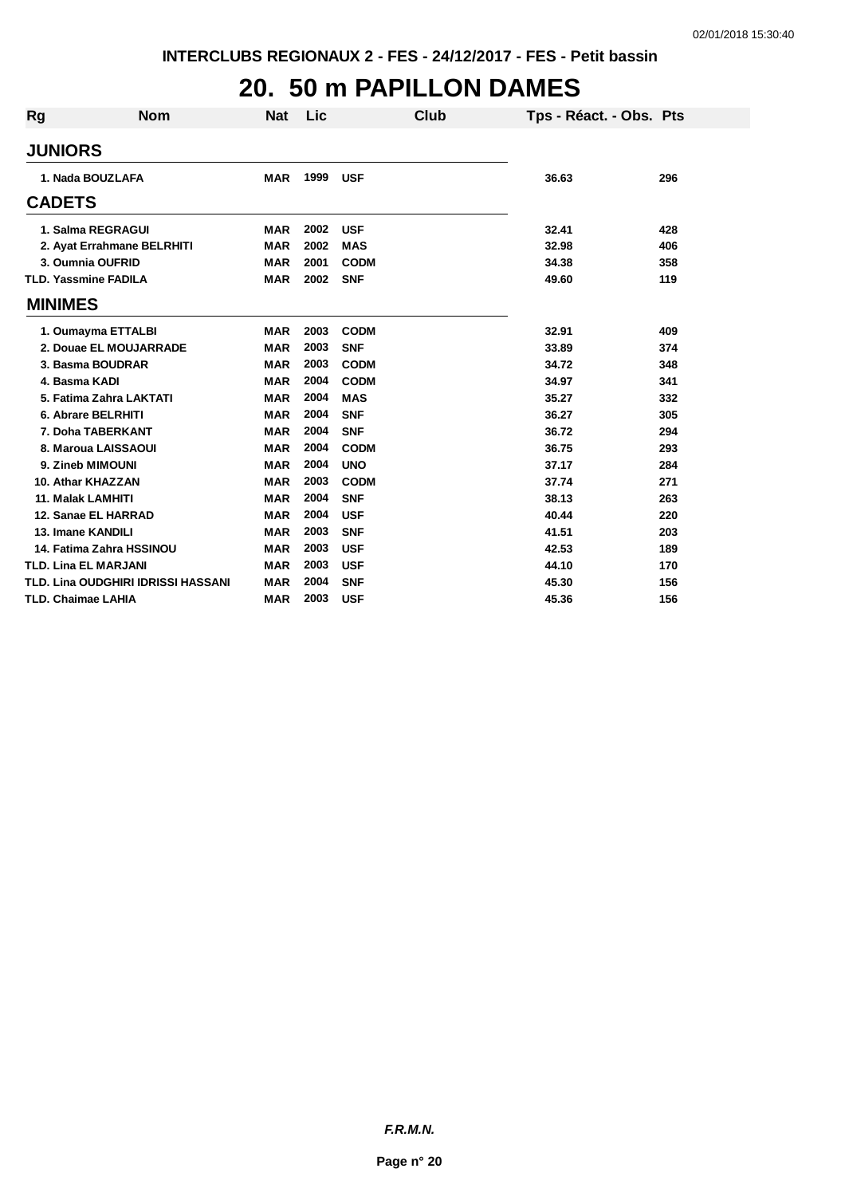INTERCLUBS REGIONAUX 2 - FES - 24/12/2017 - FES - Petit bassin

# 20. 50 m PAPILLON DAMES

| Rg | Nom | Nat | Lic | Club | Tps - Réact. - Obs. | Pts |
|---|---|---|---|---|---|---|
| **JUNIORS** | | | | | | |
| 1. | Nada BOUZLAFA | MAR | 1999 | USF | 36.63 | 296 |
| **CADETS** | | | | | | |
| 1. | Salma REGRAGUI | MAR | 2002 | USF | 32.41 | 428 |
| 2. | Ayat Errahmane BELRHITI | MAR | 2002 | MAS | 32.98 | 406 |
| 3. | Oumnia OUFRID | MAR | 2001 | CODM | 34.38 | 358 |
| TLD. | Yassmine FADILA | MAR | 2002 | SNF | 49.60 | 119 |
| **MINIMES** | | | | | | |
| 1. | Oumayma ETTALBI | MAR | 2003 | CODM | 32.91 | 409 |
| 2. | Douae EL MOUJARRADE | MAR | 2003 | SNF | 33.89 | 374 |
| 3. | Basma BOUDRAR | MAR | 2003 | CODM | 34.72 | 348 |
| 4. | Basma KADI | MAR | 2004 | CODM | 34.97 | 341 |
| 5. | Fatima Zahra LAKTATI | MAR | 2004 | MAS | 35.27 | 332 |
| 6. | Abrare BELRHITI | MAR | 2004 | SNF | 36.27 | 305 |
| 7. | Doha TABERKANT | MAR | 2004 | SNF | 36.72 | 294 |
| 8. | Maroua LAISSAOUI | MAR | 2004 | CODM | 36.75 | 293 |
| 9. | Zineb MIMOUNI | MAR | 2004 | UNO | 37.17 | 284 |
| 10. | Athar KHAZZAN | MAR | 2003 | CODM | 37.74 | 271 |
| 11. | Malak LAMHITI | MAR | 2004 | SNF | 38.13 | 263 |
| 12. | Sanae EL HARRAD | MAR | 2004 | USF | 40.44 | 220 |
| 13. | Imane KANDILI | MAR | 2003 | SNF | 41.51 | 203 |
| 14. | Fatima Zahra HSSINOU | MAR | 2003 | USF | 42.53 | 189 |
| TLD. | Lina EL MARJANI | MAR | 2003 | USF | 44.10 | 170 |
| TLD. | Lina OUDGHIRI IDRISSI HASSANI | MAR | 2004 | SNF | 45.30 | 156 |
| TLD. | Chaimae LAHIA | MAR | 2003 | USF | 45.36 | 156 |

*F.R.M.N.*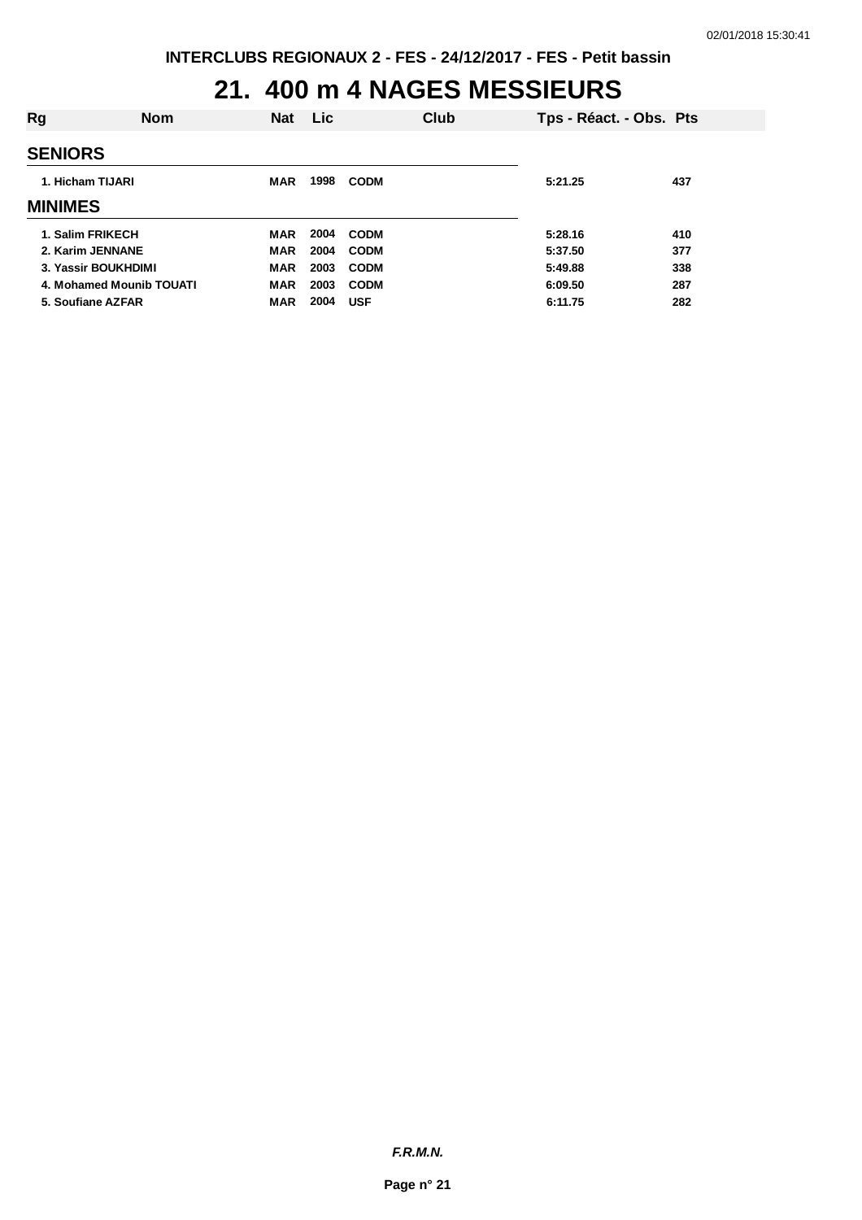INTERCLUBS REGIONAUX 2 - FES - 24/12/2017 - FES - Petit bassin

# 21. 400 m 4 NAGES MESSIEURS

| Rg | Nom | Nat | Lic | Club | Tps - Réact. - Obs. | Pts |
|---|---|---|---|---|---|---|
| **SENIORS** | | | | | | |
| 1. | Hicham TIJARI | MAR | 1998 | CODM | 5:21.25 | 437 |
| **MINIMES** | | | | | | |
| 1. | Salim FRIKECH | MAR | 2004 | CODM | 5:28.16 | 410 |
| 2. | Karim JENNANE | MAR | 2004 | CODM | 5:37.50 | 377 |
| 3. | Yassir BOUKHDIMI | MAR | 2003 | CODM | 5:49.88 | 338 |
| 4. | Mohamed Mounib TOUATI | MAR | 2003 | CODM | 6:09.50 | 287 |
| 5. | Soufiane AZFAR | MAR | 2004 | USF | 6:11.75 | 282 |

*F.R.M.N.*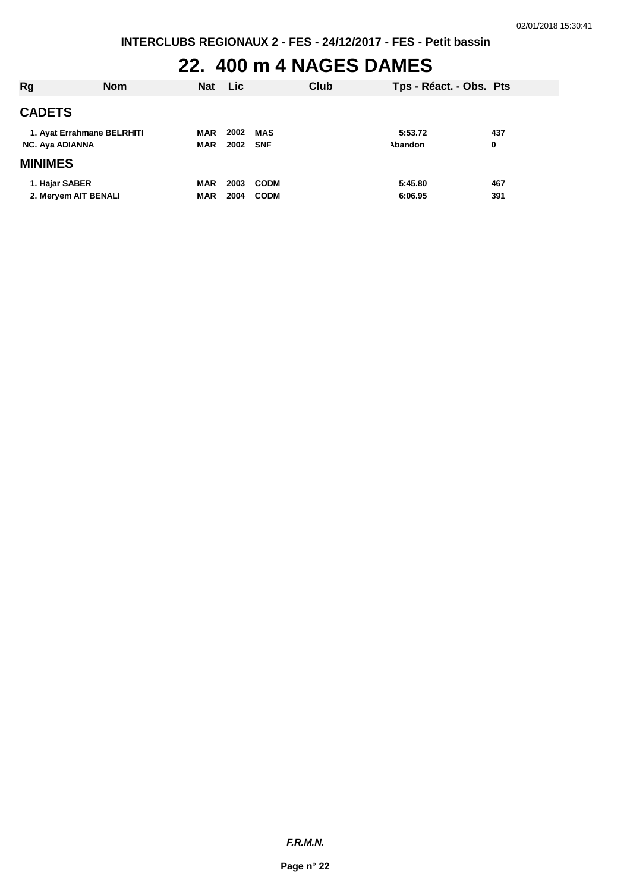# 22. 400 m 4 NAGES DAMES

| Rg | Nom | Nat | Lic | Club | Tps - Réact. - Obs. | Pts |
|---|---|---|---|---|---|---|
| **CADETS** | | | | | | |
| 1. | Ayat Errahmane BELRHITI | MAR | 2002 | MAS | 5:53.72 | 437 |
| NC. | Aya ADIANNA | MAR | 2002 | SNF | Abandon | 0 |
| **MINIMES** | | | | | | |
| 1. | Hajar SABER | MAR | 2003 | CODM | 5:45.80 | 467 |
| 2. | Meryem AIT BENALI | MAR | 2004 | CODM | 6:06.95 | 391 |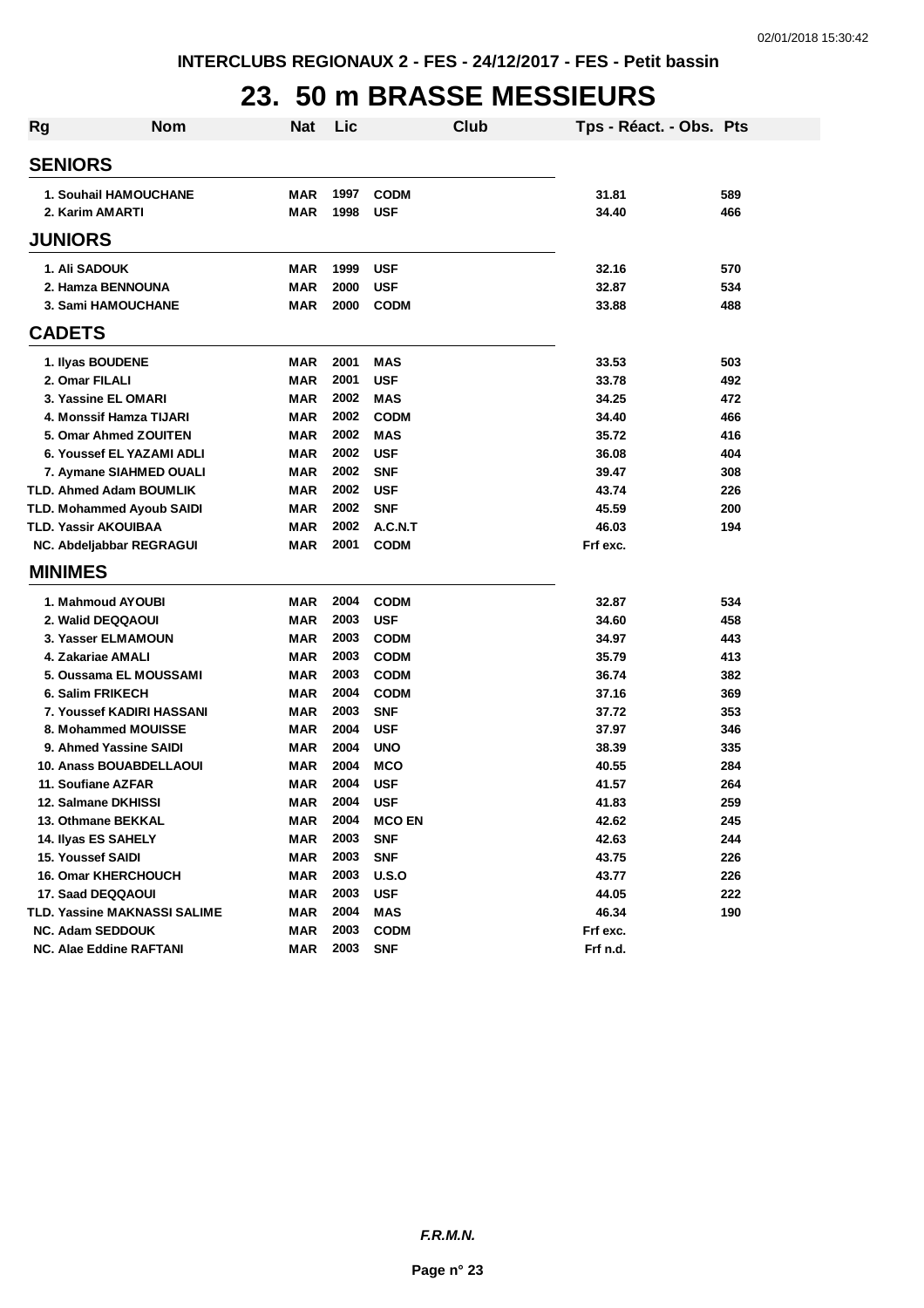# 23. 50 m BRASSE MESSIEURS

| Rg | Nom | Nat | Lic | Club | Tps - Réact. - Obs. | Pts |
|---|---|---|---|---|---|---|
| **SENIORS** | | | | | | |
| 1. Souhail HAMOUCHANE | | MAR | 1997 | CODM | 31.81 | 589 |
| 2. Karim AMARTI | | MAR | 1998 | USF | 34.40 | 466 |
| **JUNIORS** | | | | | | |
| 1. Ali SADOUK | | MAR | 1999 | USF | 32.16 | 570 |
| 2. Hamza BENNOUNA | | MAR | 2000 | USF | 32.87 | 534 |
| 3. Sami HAMOUCHANE | | MAR | 2000 | CODM | 33.88 | 488 |
| **CADETS** | | | | | | |
| 1. Ilyas BOUDENE | | MAR | 2001 | MAS | 33.53 | 503 |
| 2. Omar FILALI | | MAR | 2001 | USF | 33.78 | 492 |
| 3. Yassine EL OMARI | | MAR | 2002 | MAS | 34.25 | 472 |
| 4. Monssif Hamza TIJARI | | MAR | 2002 | CODM | 34.40 | 466 |
| 5. Omar Ahmed ZOUITEN | | MAR | 2002 | MAS | 35.72 | 416 |
| 6. Youssef EL YAZAMI ADLI | | MAR | 2002 | USF | 36.08 | 404 |
| 7. Aymane SIAHMED OUALI | | MAR | 2002 | SNF | 39.47 | 308 |
| TLD. Ahmed Adam BOUMLIK | | MAR | 2002 | USF | 43.74 | 226 |
| TLD. Mohammed Ayoub SAIDI | | MAR | 2002 | SNF | 45.59 | 200 |
| TLD. Yassir AKOUIBAA | | MAR | 2002 | A.C.N.T | 46.03 | 194 |
| NC. Abdeljabbar REGRAGUI | | MAR | 2001 | CODM | Frf exc. | |
| **MINIMES** | | | | | | |
| 1. Mahmoud AYOUBI | | MAR | 2004 | CODM | 32.87 | 534 |
| 2. Walid DEQQAOUI | | MAR | 2003 | USF | 34.60 | 458 |
| 3. Yasser ELMAMOUN | | MAR | 2003 | CODM | 34.97 | 443 |
| 4. Zakariae AMALI | | MAR | 2003 | CODM | 35.79 | 413 |
| 5. Oussama EL MOUSSAMI | | MAR | 2003 | CODM | 36.74 | 382 |
| 6. Salim FRIKECH | | MAR | 2004 | CODM | 37.16 | 369 |
| 7. Youssef KADIRI HASSANI | | MAR | 2003 | SNF | 37.72 | 353 |
| 8. Mohammed MOUISSE | | MAR | 2004 | USF | 37.97 | 346 |
| 9. Ahmed Yassine SAIDI | | MAR | 2004 | UNO | 38.39 | 335 |
| 10. Anass BOUABDELLAOUI | | MAR | 2004 | MCO | 40.55 | 284 |
| 11. Soufiane AZFAR | | MAR | 2004 | USF | 41.57 | 264 |
| 12. Salmane DKHISSI | | MAR | 2004 | USF | 41.83 | 259 |
| 13. Othmane BEKKAL | | MAR | 2004 | MCO EN | 42.62 | 245 |
| 14. Ilyas ES SAHELY | | MAR | 2003 | SNF | 42.63 | 244 |
| 15. Youssef SAIDI | | MAR | 2003 | SNF | 43.75 | 226 |
| 16. Omar KHERCHOUCH | | MAR | 2003 | U.S.O | 43.77 | 226 |
| 17. Saad DEQQAOUI | | MAR | 2003 | USF | 44.05 | 222 |
| TLD. Yassine MAKNASSI SALIME | | MAR | 2004 | MAS | 46.34 | 190 |
| NC. Adam SEDDOUK | | MAR | 2003 | CODM | Frf exc. | |
| NC. Alae Eddine RAFTANI | | MAR | 2003 | SNF | Frf n.d. | |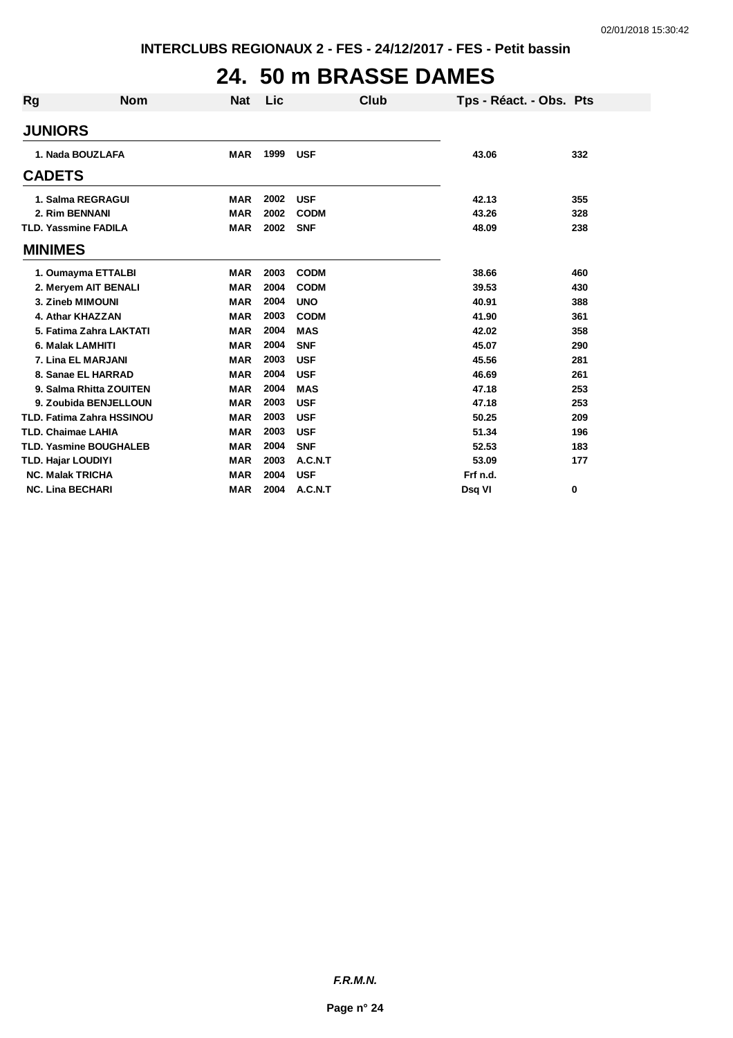INTERCLUBS REGIONAUX 2 - FES - 24/12/2017 - FES - Petit bassin

# 24. 50 m BRASSE DAMES

| Rg | Nom | Nat | Lic | Club | Tps - Réact. - Obs. | Pts |
|---|---|---|---|---|---|---|
| **JUNIORS** | | | | | | |
| 1. | Nada BOUZLAFA | MAR | 1999 | USF | 43.06 | 332 |
| **CADETS** | | | | | | |
| 1. | Salma REGRAGUI | MAR | 2002 | USF | 42.13 | 355 |
| 2. | Rim BENNANI | MAR | 2002 | CODM | 43.26 | 328 |
| TLD. | Yassmine FADILA | MAR | 2002 | SNF | 48.09 | 238 |
| **MINIMES** | | | | | | |
| 1. | Oumayma ETTALBI | MAR | 2003 | CODM | 38.66 | 460 |
| 2. | Meryem AIT BENALI | MAR | 2004 | CODM | 39.53 | 430 |
| 3. | Zineb MIMOUNI | MAR | 2004 | UNO | 40.91 | 388 |
| 4. | Athar KHAZZAN | MAR | 2003 | CODM | 41.90 | 361 |
| 5. | Fatima Zahra LAKTATI | MAR | 2004 | MAS | 42.02 | 358 |
| 6. | Malak LAMHITI | MAR | 2004 | SNF | 45.07 | 290 |
| 7. | Lina EL MARJANI | MAR | 2003 | USF | 45.56 | 281 |
| 8. | Sanae EL HARRAD | MAR | 2004 | USF | 46.69 | 261 |
| 9. | Salma Rhitta ZOUITEN | MAR | 2004 | MAS | 47.18 | 253 |
| 9. | Zoubida BENJELLOUN | MAR | 2003 | USF | 47.18 | 253 |
| TLD. | Fatima Zahra HSSINOU | MAR | 2003 | USF | 50.25 | 209 |
| TLD. | Chaimae LAHIA | MAR | 2003 | USF | 51.34 | 196 |
| TLD. | Yasmine BOUGHALEB | MAR | 2004 | SNF | 52.53 | 183 |
| TLD. | Hajar LOUDIYI | MAR | 2003 | A.C.N.T | 53.09 | 177 |
| NC. | Malak TRICHA | MAR | 2004 | USF | Frf n.d. | |
| NC. | Lina BECHARI | MAR | 2004 | A.C.N.T | Dsq VI | 0 |

*F.R.M.N.*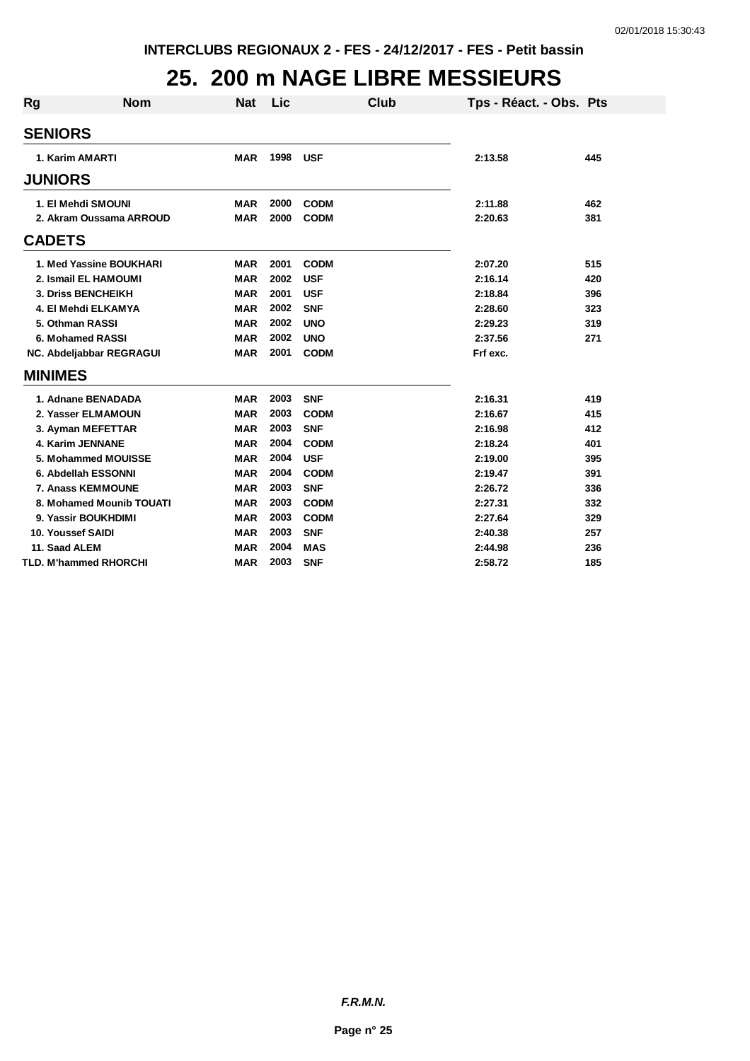INTERCLUBS REGIONAUX 2 - FES - 24/12/2017 - FES - Petit bassin

# 25. 200 m NAGE LIBRE MESSIEURS

| Rg | Nom | Nat | Lic | Club | Tps - Réact. - Obs. | Pts |
|---|---|---|---|---|---|---|
| **SENIORS** | | | | | | |
| 1. | Karim AMARTI | MAR | 1998 | USF | 2:13.58 | 445 |
| **JUNIORS** | | | | | | |
| 1. | El Mehdi SMOUNI | MAR | 2000 | CODM | 2:11.88 | 462 |
| 2. | Akram Oussama ARROUD | MAR | 2000 | CODM | 2:20.63 | 381 |
| **CADETS** | | | | | | |
| 1. | Med Yassine BOUKHARI | MAR | 2001 | CODM | 2:07.20 | 515 |
| 2. | Ismail EL HAMOUMI | MAR | 2002 | USF | 2:16.14 | 420 |
| 3. | Driss BENCHEIKH | MAR | 2001 | USF | 2:18.84 | 396 |
| 4. | El Mehdi ELKAMYA | MAR | 2002 | SNF | 2:28.60 | 323 |
| 5. | Othman RASSI | MAR | 2002 | UNO | 2:29.23 | 319 |
| 6. | Mohamed RASSI | MAR | 2002 | UNO | 2:37.56 | 271 |
| NC. | Abdeljabbar REGRAGUI | MAR | 2001 | CODM | Frf exc. | |
| **MINIMES** | | | | | | |
| 1. | Adnane BENADADA | MAR | 2003 | SNF | 2:16.31 | 419 |
| 2. | Yasser ELMAMOUN | MAR | 2003 | CODM | 2:16.67 | 415 |
| 3. | Ayman MEFETTAR | MAR | 2003 | SNF | 2:16.98 | 412 |
| 4. | Karim JENNANE | MAR | 2004 | CODM | 2:18.24 | 401 |
| 5. | Mohammed MOUISSE | MAR | 2004 | USF | 2:19.00 | 395 |
| 6. | Abdellah ESSONNI | MAR | 2004 | CODM | 2:19.47 | 391 |
| 7. | Anass KEMMOUNE | MAR | 2003 | SNF | 2:26.72 | 336 |
| 8. | Mohamed Mounib TOUATI | MAR | 2003 | CODM | 2:27.31 | 332 |
| 9. | Yassir BOUKHDIMI | MAR | 2003 | CODM | 2:27.64 | 329 |
| 10. | Youssef SAIDI | MAR | 2003 | SNF | 2:40.38 | 257 |
| 11. | Saad ALEM | MAR | 2004 | MAS | 2:44.98 | 236 |
| TLD. | M'hammed RHORCHI | MAR | 2003 | SNF | 2:58.72 | 185 |

*F.R.M.N.*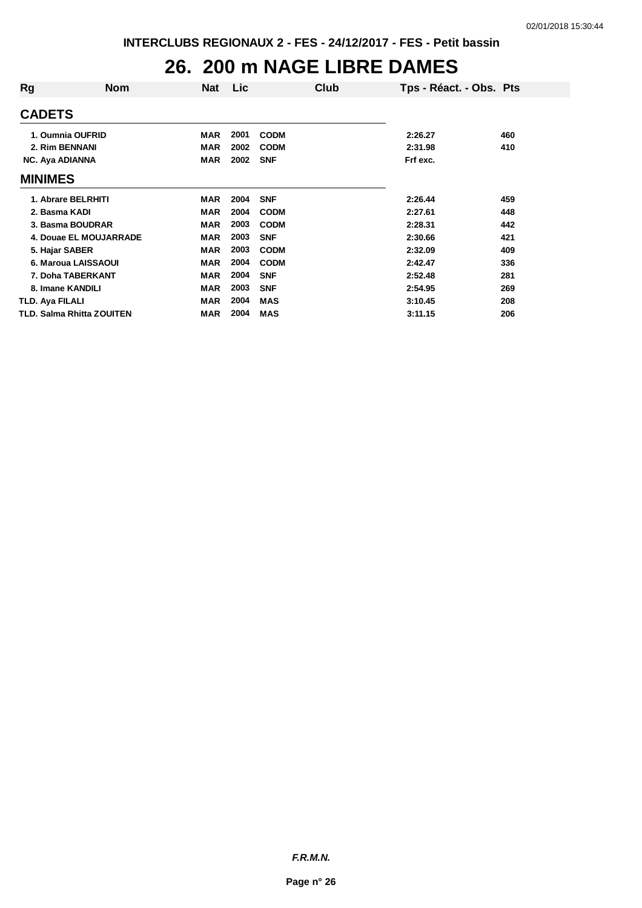INTERCLUBS REGIONAUX 2 - FES - 24/12/2017 - FES - Petit bassin

# 26. 200 m NAGE LIBRE DAMES

| Rg | Nom | Nat | Lic | Club | Tps - Réact. - Obs. | Pts |
|---|---|---|---|---|---|---|
| **CADETS** | | | | | | |
| 1. | Oumnia OUFRID | MAR | 2001 | CODM | 2:26.27 | 460 |
| 2. | Rim BENNANI | MAR | 2002 | CODM | 2:31.98 | 410 |
| NC. | Aya ADIANNA | MAR | 2002 | SNF | Frf exc. | |
| **MINIMES** | | | | | | |
| 1. | Abrare BELRHITI | MAR | 2004 | SNF | 2:26.44 | 459 |
| 2. | Basma KADI | MAR | 2004 | CODM | 2:27.61 | 448 |
| 3. | Basma BOUDRAR | MAR | 2003 | CODM | 2:28.31 | 442 |
| 4. | Douae EL MOUJARRADE | MAR | 2003 | SNF | 2:30.66 | 421 |
| 5. | Hajar SABER | MAR | 2003 | CODM | 2:32.09 | 409 |
| 6. | Maroua LAISSAOUI | MAR | 2004 | CODM | 2:42.47 | 336 |
| 7. | Doha TABERKANT | MAR | 2004 | SNF | 2:52.48 | 281 |
| 8. | Imane KANDILI | MAR | 2003 | SNF | 2:54.95 | 269 |
| TLD. | Aya FILALI | MAR | 2004 | MAS | 3:10.45 | 208 |
| TLD. | Salma Rhitta ZOUITEN | MAR | 2004 | MAS | 3:11.15 | 206 |

*F.R.M.N.*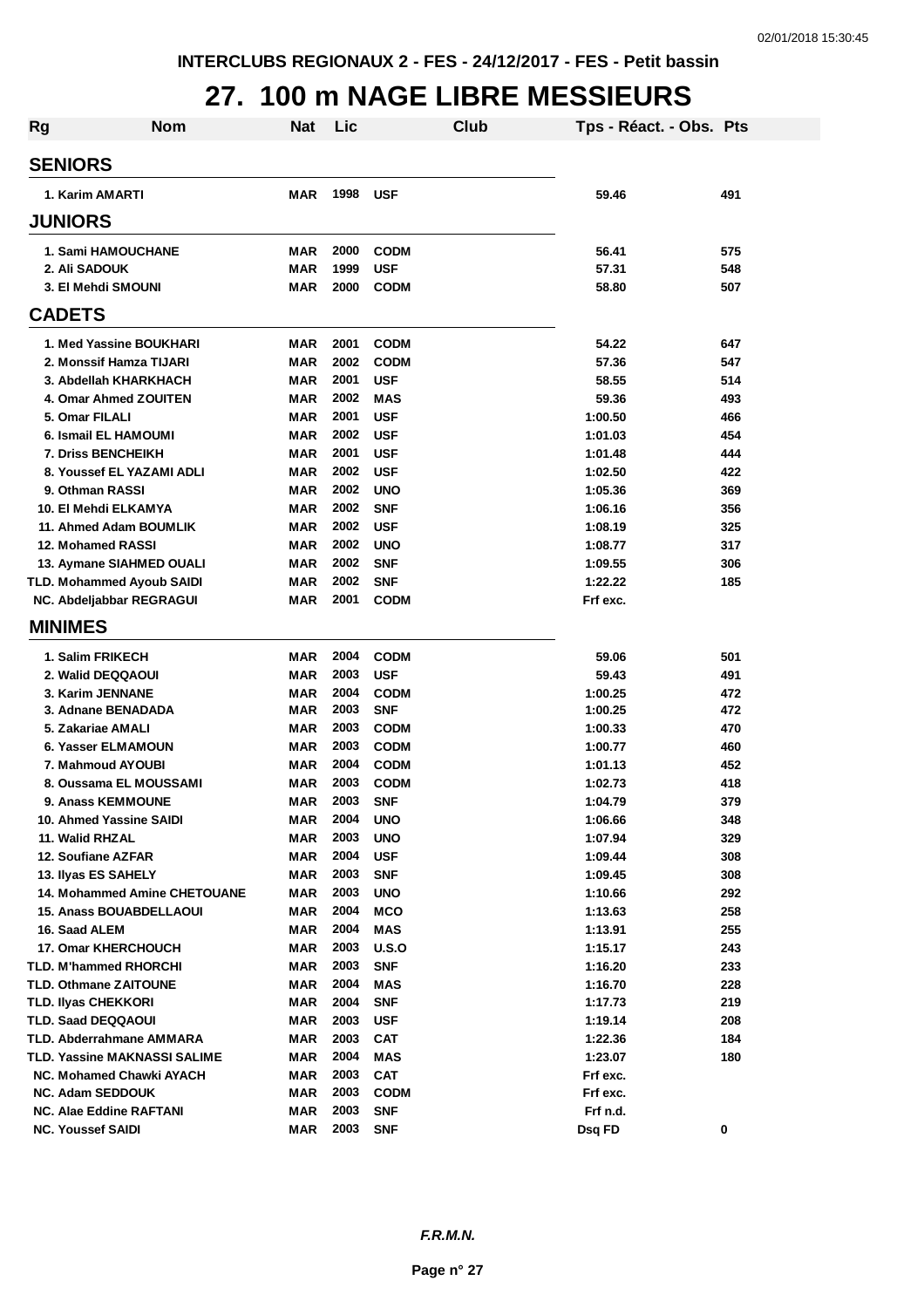INTERCLUBS REGIONAUX 2 - FES - 24/12/2017 - FES - Petit bassin

# 27. 100 m NAGE LIBRE MESSIEURS

| Rg | Nom | Nat | Lic | Club | Tps - Réact. - Obs. | Pts |
|---|---|---|---|---|---|---|
| **SENIORS** | | | | | | |
| 1. | Karim AMARTI | MAR | 1998 | USF | 59.46 | 491 |
| **JUNIORS** | | | | | | |
| 1. | Sami HAMOUCHANE | MAR | 2000 | CODM | 56.41 | 575 |
| 2. | Ali SADOUK | MAR | 1999 | USF | 57.31 | 548 |
| 3. | El Mehdi SMOUNI | MAR | 2000 | CODM | 58.80 | 507 |
| **CADETS** | | | | | | |
| 1. | Med Yassine BOUKHARI | MAR | 2001 | CODM | 54.22 | 647 |
| 2. | Monssif Hamza TIJARI | MAR | 2002 | CODM | 57.36 | 547 |
| 3. | Abdellah KHARKHACH | MAR | 2001 | USF | 58.55 | 514 |
| 4. | Omar Ahmed ZOUITEN | MAR | 2002 | MAS | 59.36 | 493 |
| 5. | Omar FILALI | MAR | 2001 | USF | 1:00.50 | 466 |
| 6. | Ismail EL HAMOUMI | MAR | 2002 | USF | 1:01.03 | 454 |
| 7. | Driss BENCHEIKH | MAR | 2001 | USF | 1:01.48 | 444 |
| 8. | Youssef EL YAZAMI ADLI | MAR | 2002 | USF | 1:02.50 | 422 |
| 9. | Othman RASSI | MAR | 2002 | UNO | 1:05.36 | 369 |
| 10. | El Mehdi ELKAMYA | MAR | 2002 | SNF | 1:06.16 | 356 |
| 11. | Ahmed Adam BOUMLIK | MAR | 2002 | USF | 1:08.19 | 325 |
| 12. | Mohamed RASSI | MAR | 2002 | UNO | 1:08.77 | 317 |
| 13. | Aymane SIAHMED OUALI | MAR | 2002 | SNF | 1:09.55 | 306 |
| TLD. | Mohammed Ayoub SAIDI | MAR | 2002 | SNF | 1:22.22 | 185 |
| NC. | Abdeljabbar REGRAGUI | MAR | 2001 | CODM | Frf exc. | |
| **MINIMES** | | | | | | |
| 1. | Salim FRIKECH | MAR | 2004 | CODM | 59.06 | 501 |
| 2. | Walid DEQQAOUI | MAR | 2003 | USF | 59.43 | 491 |
| 3. | Karim JENNANE | MAR | 2004 | CODM | 1:00.25 | 472 |
| 3. | Adnane BENADADA | MAR | 2003 | SNF | 1:00.25 | 472 |
| 5. | Zakariae AMALI | MAR | 2003 | CODM | 1:00.33 | 470 |
| 6. | Yasser ELMAMOUN | MAR | 2003 | CODM | 1:00.77 | 460 |
| 7. | Mahmoud AYOUBI | MAR | 2004 | CODM | 1:01.13 | 452 |
| 8. | Oussama EL MOUSSAMI | MAR | 2003 | CODM | 1:02.73 | 418 |
| 9. | Anass KEMMOUNE | MAR | 2003 | SNF | 1:04.79 | 379 |
| 10. | Ahmed Yassine SAIDI | MAR | 2004 | UNO | 1:06.66 | 348 |
| 11. | Walid RHZAL | MAR | 2003 | UNO | 1:07.94 | 329 |
| 12. | Soufiane AZFAR | MAR | 2004 | USF | 1:09.44 | 308 |
| 13. | Ilyas ES SAHELY | MAR | 2003 | SNF | 1:09.45 | 308 |
| 14. | Mohammed Amine CHETOUANE | MAR | 2003 | UNO | 1:10.66 | 292 |
| 15. | Anass BOUABDELLAOUI | MAR | 2004 | MCO | 1:13.63 | 258 |
| 16. | Saad ALEM | MAR | 2004 | MAS | 1:13.91 | 255 |
| 17. | Omar KHERCHOUCH | MAR | 2003 | U.S.O | 1:15.17 | 243 |
| TLD. | M'hammed RHORCHI | MAR | 2003 | SNF | 1:16.20 | 233 |
| TLD. | Othmane ZAITOUNE | MAR | 2004 | MAS | 1:16.70 | 228 |
| TLD. | Ilyas CHEKKORI | MAR | 2004 | SNF | 1:17.73 | 219 |
| TLD. | Saad DEQQAOUI | MAR | 2003 | USF | 1:19.14 | 208 |
| TLD. | Abderrahmane AMMARA | MAR | 2003 | CAT | 1:22.36 | 184 |
| TLD. | Yassine MAKNASSI SALIME | MAR | 2004 | MAS | 1:23.07 | 180 |
| NC. | Mohamed Chawki AYACH | MAR | 2003 | CAT | Frf exc. | |
| NC. | Adam SEDDOUK | MAR | 2003 | CODM | Frf exc. | |
| NC. | Alae Eddine RAFTANI | MAR | 2003 | SNF | Frf n.d. | |
| NC. | Youssef SAIDI | MAR | 2003 | SNF | Dsq FD | 0 |

*F.R.M.N.*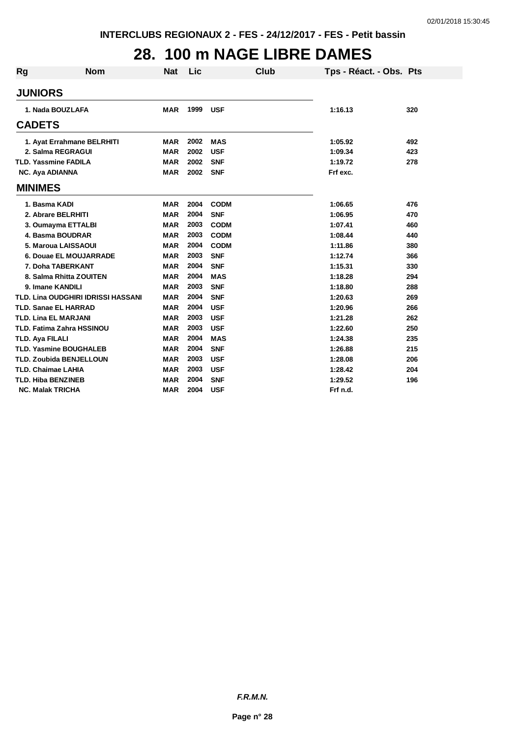INTERCLUBS REGIONAUX 2 - FES - 24/12/2017 - FES - Petit bassin

# 28. 100 m NAGE LIBRE DAMES

| Rg | Nom | Nat | Lic | Club | Tps - Réact. - Obs. | Pts |
|---|---|---|---|---|---|---|
| **JUNIORS** | | | | | | |
| 1. | Nada BOUZLAFA | MAR | 1999 | USF | 1:16.13 | 320 |
| **CADETS** | | | | | | |
| 1. | Ayat Errahmane BELRHITI | MAR | 2002 | MAS | 1:05.92 | 492 |
| 2. | Salma REGRAGUI | MAR | 2002 | USF | 1:09.34 | 423 |
| TLD. | Yassmine FADILA | MAR | 2002 | SNF | 1:19.72 | 278 |
| NC. | Aya ADIANNA | MAR | 2002 | SNF | Frf exc. | |
| **MINIMES** | | | | | | |
| 1. | Basma KADI | MAR | 2004 | CODM | 1:06.65 | 476 |
| 2. | Abrare BELRHITI | MAR | 2004 | SNF | 1:06.95 | 470 |
| 3. | Oumayma ETTALBI | MAR | 2003 | CODM | 1:07.41 | 460 |
| 4. | Basma BOUDRAR | MAR | 2003 | CODM | 1:08.44 | 440 |
| 5. | Maroua LAISSAOUI | MAR | 2004 | CODM | 1:11.86 | 380 |
| 6. | Douae EL MOUJARRADE | MAR | 2003 | SNF | 1:12.74 | 366 |
| 7. | Doha TABERKANT | MAR | 2004 | SNF | 1:15.31 | 330 |
| 8. | Salma Rhitta ZOUITEN | MAR | 2004 | MAS | 1:18.28 | 294 |
| 9. | Imane KANDILI | MAR | 2003 | SNF | 1:18.80 | 288 |
| TLD. | Lina OUDGHIRI IDRISSI HASSANI | MAR | 2004 | SNF | 1:20.63 | 269 |
| TLD. | Sanae EL HARRAD | MAR | 2004 | USF | 1:20.96 | 266 |
| TLD. | Lina EL MARJANI | MAR | 2003 | USF | 1:21.28 | 262 |
| TLD. | Fatima Zahra HSSINOU | MAR | 2003 | USF | 1:22.60 | 250 |
| TLD. | Aya FILALI | MAR | 2004 | MAS | 1:24.38 | 235 |
| TLD. | Yasmine BOUGHALEB | MAR | 2004 | SNF | 1:26.88 | 215 |
| TLD. | Zoubida BENJELLOUN | MAR | 2003 | USF | 1:28.08 | 206 |
| TLD. | Chaimae LAHIA | MAR | 2003 | USF | 1:28.42 | 204 |
| TLD. | Hiba BENZINEB | MAR | 2004 | SNF | 1:29.52 | 196 |
| NC. | Malak TRICHA | MAR | 2004 | USF | Frf n.d. | |

*F.R.M.N.*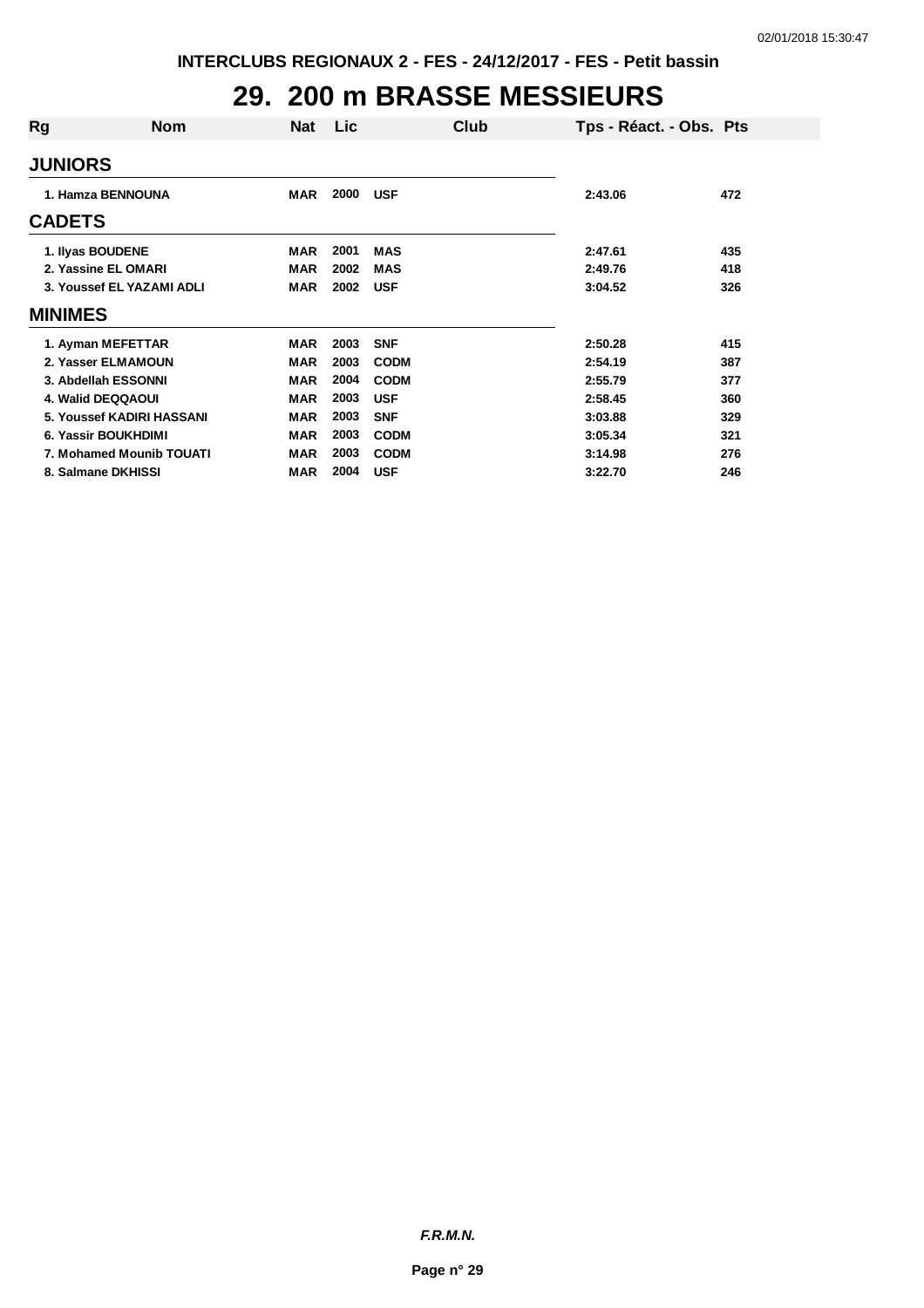INTERCLUBS REGIONAUX 2 - FES - 24/12/2017 - FES - Petit bassin

# 29. 200 m BRASSE MESSIEURS

| Rg | Nom | Nat | Lic | Club | Tps - Réact. - Obs. | Pts |
|---|---|---|---|---|---|---|
| **JUNIORS** | | | | | | |
| 1. | Hamza BENNOUNA | MAR | 2000 | USF | 2:43.06 | 472 |
| **CADETS** | | | | | | |
| 1. | Ilyas BOUDENE | MAR | 2001 | MAS | 2:47.61 | 435 |
| 2. | Yassine EL OMARI | MAR | 2002 | MAS | 2:49.76 | 418 |
| 3. | Youssef EL YAZAMI ADLI | MAR | 2002 | USF | 3:04.52 | 326 |
| **MINIMES** | | | | | | |
| 1. | Ayman MEFETTAR | MAR | 2003 | SNF | 2:50.28 | 415 |
| 2. | Yasser ELMAMOUN | MAR | 2003 | CODM | 2:54.19 | 387 |
| 3. | Abdellah ESSONNI | MAR | 2004 | CODM | 2:55.79 | 377 |
| 4. | Walid DEQQAOUI | MAR | 2003 | USF | 2:58.45 | 360 |
| 5. | Youssef KADIRI HASSANI | MAR | 2003 | SNF | 3:03.88 | 329 |
| 6. | Yassir BOUKHDIMI | MAR | 2003 | CODM | 3:05.34 | 321 |
| 7. | Mohamed Mounib TOUATI | MAR | 2003 | CODM | 3:14.98 | 276 |
| 8. | Salmane DKHISSI | MAR | 2004 | USF | 3:22.70 | 246 |

*F.R.M.N.*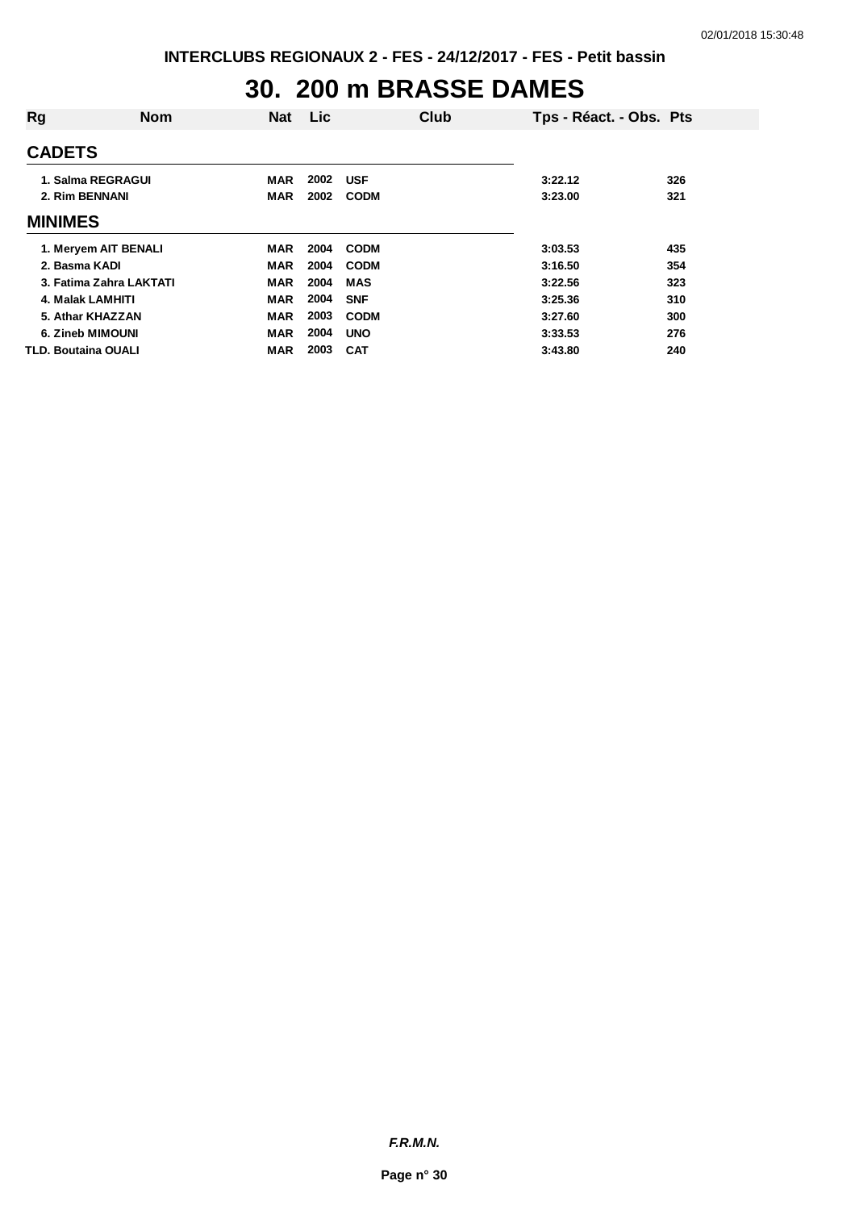INTERCLUBS REGIONAUX 2 - FES - 24/12/2017 - FES - Petit bassin

# 30. 200 m BRASSE DAMES

| Rg | Nom | Nat | Lic | Club | Tps - Réact. - Obs. | Pts |
|---|---|---|---|---|---|---|
| **CADETS** | | | | | | |
| 1. | Salma REGRAGUI | MAR | 2002 | USF | 3:22.12 | 326 |
| 2. | Rim BENNANI | MAR | 2002 | CODM | 3:23.00 | 321 |
| **MINIMES** | | | | | | |
| 1. | Meryem AIT BENALI | MAR | 2004 | CODM | 3:03.53 | 435 |
| 2. | Basma KADI | MAR | 2004 | CODM | 3:16.50 | 354 |
| 3. | Fatima Zahra LAKTATI | MAR | 2004 | MAS | 3:22.56 | 323 |
| 4. | Malak LAMHITI | MAR | 2004 | SNF | 3:25.36 | 310 |
| 5. | Athar KHAZZAN | MAR | 2003 | CODM | 3:27.60 | 300 |
| 6. | Zineb MIMOUNI | MAR | 2004 | UNO | 3:33.53 | 276 |
| TLD. | Boutaina OUALI | MAR | 2003 | CAT | 3:43.80 | 240 |

*F.R.M.N.*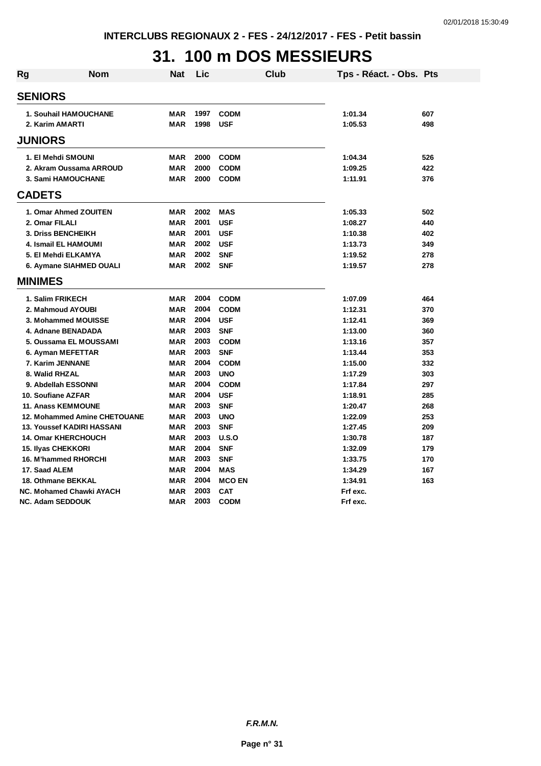# 31. 100 m DOS MESSIEURS

| Rg | Nom | Nat | Lic | Club | Tps - Réact. - Obs. | Pts |
|---|---|---|---|---|---|---|
| **SENIORS** | | | | | | |
| 1. | Souhail HAMOUCHANE | MAR | 1997 | CODM | 1:01.34 | 607 |
| 2. | Karim AMARTI | MAR | 1998 | USF | 1:05.53 | 498 |
| **JUNIORS** | | | | | | |
| 1. | El Mehdi SMOUNI | MAR | 2000 | CODM | 1:04.34 | 526 |
| 2. | Akram Oussama ARROUD | MAR | 2000 | CODM | 1:09.25 | 422 |
| 3. | Sami HAMOUCHANE | MAR | 2000 | CODM | 1:11.91 | 376 |
| **CADETS** | | | | | | |
| 1. | Omar Ahmed ZOUITEN | MAR | 2002 | MAS | 1:05.33 | 502 |
| 2. | Omar FILALI | MAR | 2001 | USF | 1:08.27 | 440 |
| 3. | Driss BENCHEIKH | MAR | 2001 | USF | 1:10.38 | 402 |
| 4. | Ismail EL HAMOUMI | MAR | 2002 | USF | 1:13.73 | 349 |
| 5. | El Mehdi ELKAMYA | MAR | 2002 | SNF | 1:19.52 | 278 |
| 6. | Aymane SIAHMED OUALI | MAR | 2002 | SNF | 1:19.57 | 278 |
| **MINIMES** | | | | | | |
| 1. | Salim FRIKECH | MAR | 2004 | CODM | 1:07.09 | 464 |
| 2. | Mahmoud AYOUBI | MAR | 2004 | CODM | 1:12.31 | 370 |
| 3. | Mohammed MOUISSE | MAR | 2004 | USF | 1:12.41 | 369 |
| 4. | Adnane BENADADA | MAR | 2003 | SNF | 1:13.00 | 360 |
| 5. | Oussama EL MOUSSAMI | MAR | 2003 | CODM | 1:13.16 | 357 |
| 6. | Ayman MEFETTAR | MAR | 2003 | SNF | 1:13.44 | 353 |
| 7. | Karim JENNANE | MAR | 2004 | CODM | 1:15.00 | 332 |
| 8. | Walid RHZAL | MAR | 2003 | UNO | 1:17.29 | 303 |
| 9. | Abdellah ESSONNI | MAR | 2004 | CODM | 1:17.84 | 297 |
| 10. | Soufiane AZFAR | MAR | 2004 | USF | 1:18.91 | 285 |
| 11. | Anass KEMMOUNE | MAR | 2003 | SNF | 1:20.47 | 268 |
| 12. | Mohammed Amine CHETOUANE | MAR | 2003 | UNO | 1:22.09 | 253 |
| 13. | Youssef KADIRI HASSANI | MAR | 2003 | SNF | 1:27.45 | 209 |
| 14. | Omar KHERCHOUCH | MAR | 2003 | U.S.O | 1:30.78 | 187 |
| 15. | Ilyas CHEKKORI | MAR | 2004 | SNF | 1:32.09 | 179 |
| 16. | M'hammed RHORCHI | MAR | 2003 | SNF | 1:33.75 | 170 |
| 17. | Saad ALEM | MAR | 2004 | MAS | 1:34.29 | 167 |
| 18. | Othmane BEKKAL | MAR | 2004 | MCO EN | 1:34.91 | 163 |
| NC. | Mohamed Chawki AYACH | MAR | 2003 | CAT | Frf exc. | |
| NC. | Adam SEDDOUK | MAR | 2003 | CODM | Frf exc. | |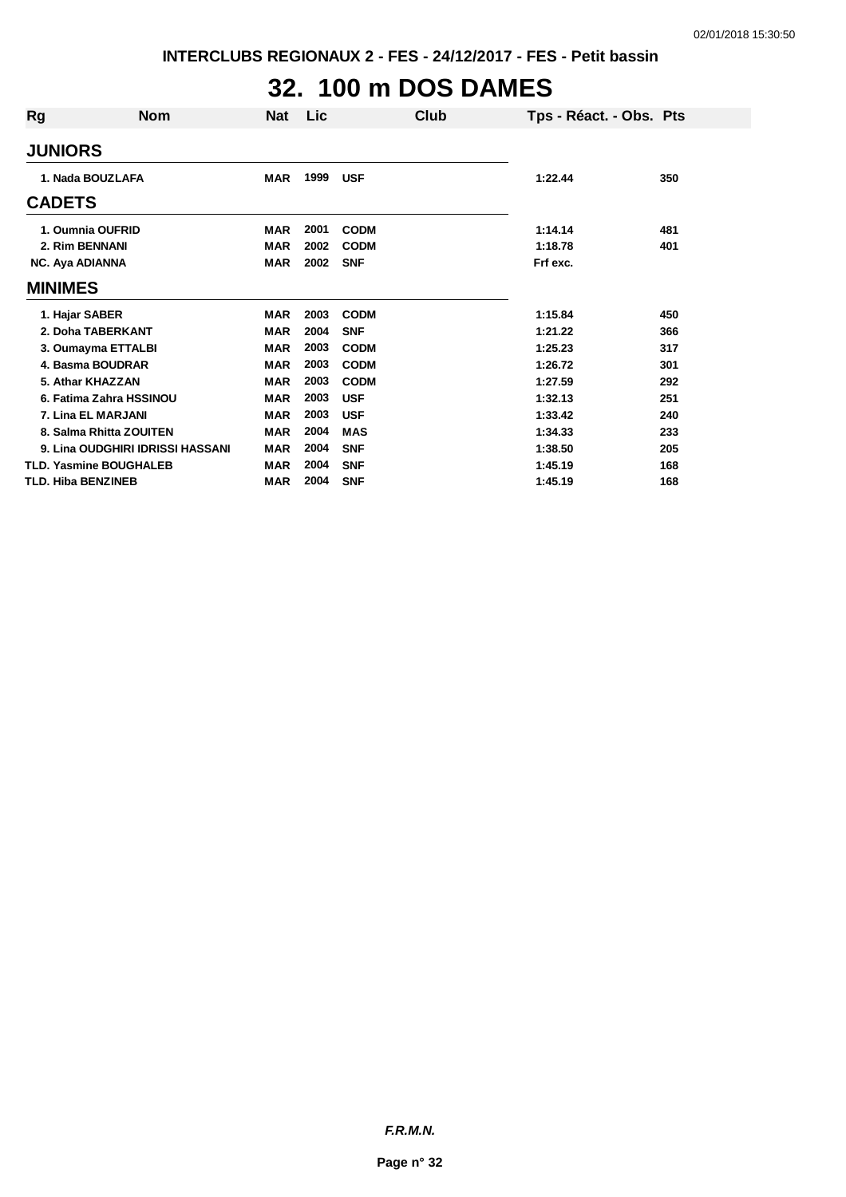INTERCLUBS REGIONAUX 2 - FES - 24/12/2017 - FES - Petit bassin

# 32. 100 m DOS DAMES

| Rg | Nom | Nat | Lic | Club | Tps - Réact. - Obs. | Pts |
|---|---|---|---|---|---|---|
| **JUNIORS** | | | | | | |
| 1. | Nada BOUZLAFA | MAR | 1999 | USF | 1:22.44 | 350 |
| **CADETS** | | | | | | |
| 1. | Oumnia OUFRID | MAR | 2001 | CODM | 1:14.14 | 481 |
| 2. | Rim BENNANI | MAR | 2002 | CODM | 1:18.78 | 401 |
| NC. | Aya ADIANNA | MAR | 2002 | SNF | Frf exc. | |
| **MINIMES** | | | | | | |
| 1. | Hajar SABER | MAR | 2003 | CODM | 1:15.84 | 450 |
| 2. | Doha TABERKANT | MAR | 2004 | SNF | 1:21.22 | 366 |
| 3. | Oumayma ETTALBI | MAR | 2003 | CODM | 1:25.23 | 317 |
| 4. | Basma BOUDRAR | MAR | 2003 | CODM | 1:26.72 | 301 |
| 5. | Athar KHAZZAN | MAR | 2003 | CODM | 1:27.59 | 292 |
| 6. | Fatima Zahra HSSINOU | MAR | 2003 | USF | 1:32.13 | 251 |
| 7. | Lina EL MARJANI | MAR | 2003 | USF | 1:33.42 | 240 |
| 8. | Salma Rhitta ZOUITEN | MAR | 2004 | MAS | 1:34.33 | 233 |
| 9. | Lina OUDGHIRI IDRISSI HASSANI | MAR | 2004 | SNF | 1:38.50 | 205 |
| TLD. | Yasmine BOUGHALEB | MAR | 2004 | SNF | 1:45.19 | 168 |
| TLD. | Hiba BENZINEB | MAR | 2004 | SNF | 1:45.19 | 168 |

*F.R.M.N.*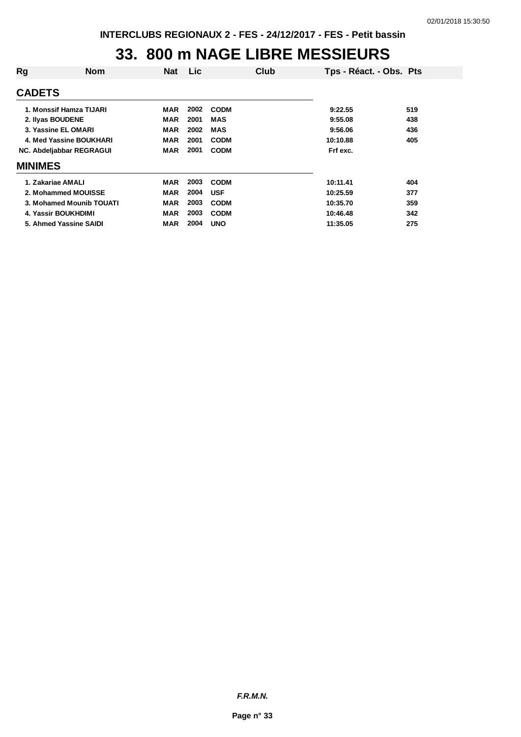# 33. 800 m NAGE LIBRE MESSIEURS

| Rg | Nom | Nat | Lic | Club | Tps - Réact. - Obs. | Pts |
|---|---|---|---|---|---|---|
| **CADETS** | | | | | | |
| 1. | Monssif Hamza TIJARI | MAR | 2002 | CODM | 9:22.55 | 519 |
| 2. | Ilyas BOUDENE | MAR | 2001 | MAS | 9:55.08 | 438 |
| 3. | Yassine EL OMARI | MAR | 2002 | MAS | 9:56.06 | 436 |
| 4. | Med Yassine BOUKHARI | MAR | 2001 | CODM | 10:10.88 | 405 |
| NC. | Abdeljabbar REGRAGUI | MAR | 2001 | CODM | Frf exc. | |
| **MINIMES** | | | | | | |
| 1. | Zakariae AMALI | MAR | 2003 | CODM | 10:11.41 | 404 |
| 2. | Mohammed MOUISSE | MAR | 2004 | USF | 10:25.59 | 377 |
| 3. | Mohamed Mounib TOUATI | MAR | 2003 | CODM | 10:35.70 | 359 |
| 4. | Yassir BOUKHDIMI | MAR | 2003 | CODM | 10:46.48 | 342 |
| 5. | Ahmed Yassine SAIDI | MAR | 2004 | UNO | 11:35.05 | 275 |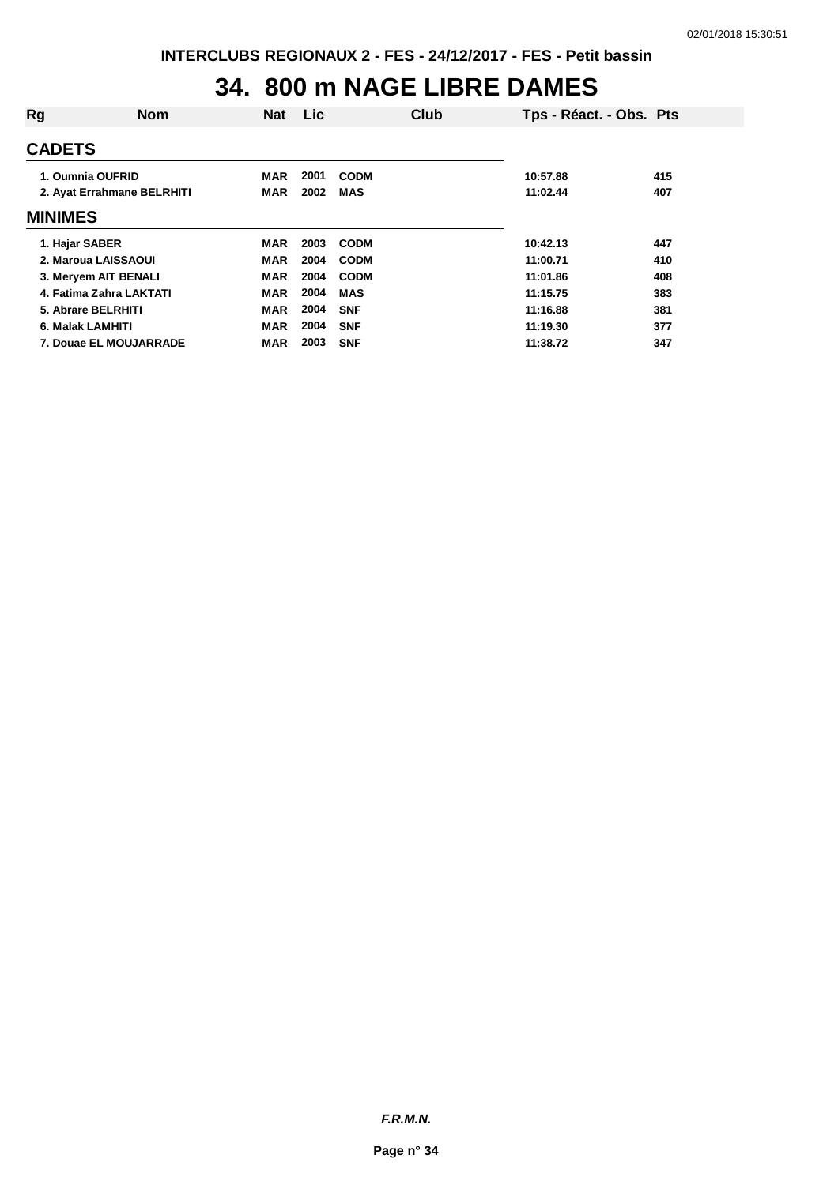# 34. 800 m NAGE LIBRE DAMES

| Rg | Nom | Nat | Lic | Club | Tps - Réact. - Obs. | Pts |
|---|---|---|---|---|---|---|
| **CADETS** | | | | | | |
| 1. | Oumnia OUFRID | MAR | 2001 | CODM | 10:57.88 | 415 |
| 2. | Ayat Errahmane BELRHITI | MAR | 2002 | MAS | 11:02.44 | 407 |
| **MINIMES** | | | | | | |
| 1. | Hajar SABER | MAR | 2003 | CODM | 10:42.13 | 447 |
| 2. | Maroua LAISSAOUI | MAR | 2004 | CODM | 11:00.71 | 410 |
| 3. | Meryem AIT BENALI | MAR | 2004 | CODM | 11:01.86 | 408 |
| 4. | Fatima Zahra LAKTATI | MAR | 2004 | MAS | 11:15.75 | 383 |
| 5. | Abrare BELRHITI | MAR | 2004 | SNF | 11:16.88 | 381 |
| 6. | Malak LAMHITI | MAR | 2004 | SNF | 11:19.30 | 377 |
| 7. | Douae EL MOUJARRADE | MAR | 2003 | SNF | 11:38.72 | 347 |